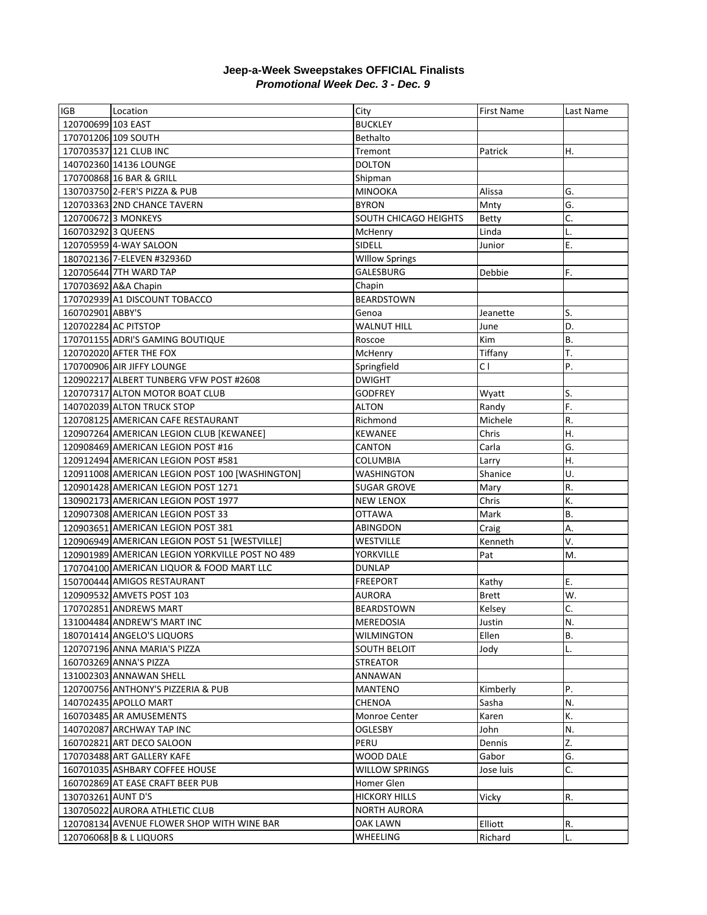# Jeep-a-Week Sweepstakes OFFICIAL Finalists

## *Promotional Week Dec. 3 - Dec. 9*

| IGB | Location | City | First Name | Last Name |
|---|---|---|---|---|
| 120700699 | 103 EAST | BUCKLEY | | |
| 170701206 | 109 SOUTH | Bethalto | | |
| 170703537 | 121 CLUB INC | Tremont | Patrick | H. |
| 140702360 | 14136 LOUNGE | DOLTON | | |
| 170700868 | 16 BAR & GRILL | Shipman | | |
| 130703750 | 2-FER'S PIZZA & PUB | MINOOKA | Alissa | G. |
| 120703363 | 2ND CHANCE TAVERN | BYRON | Mnty | G. |
| 120700672 | 3 MONKEYS | SOUTH CHICAGO HEIGHTS | Betty | C. |
| 160703292 | 3 QUEENS | McHenry | Linda | L. |
| 120705959 | 4-WAY SALOON | SIDELL | Junior | E. |
| 180702136 | 7-ELEVEN #32936D | WIllow Springs | | |
| 120705644 | 7TH WARD TAP | GALESBURG | Debbie | F. |
| 170703692 | A&A Chapin | Chapin | | |
| 170702939 | A1 DISCOUNT TOBACCO | BEARDSTOWN | | |
| 160702901 | ABBY'S | Genoa | Jeanette | S. |
| 120702284 | AC PITSTOP | WALNUT HILL | June | D. |
| 170701155 | ADRI'S GAMING BOUTIQUE | Roscoe | Kim | B. |
| 120702020 | AFTER THE FOX | McHenry | Tiffany | T. |
| 170700906 | AIR JIFFY LOUNGE | Springfield | C l | P. |
| 120902217 | ALBERT TUNBERG VFW POST #2608 | DWIGHT | | |
| 120707317 | ALTON MOTOR BOAT CLUB | GODFREY | Wyatt | S. |
| 140702039 | ALTON TRUCK STOP | ALTON | Randy | F. |
| 120708125 | AMERICAN CAFE RESTAURANT | Richmond | Michele | R. |
| 120907264 | AMERICAN LEGION CLUB [KEWANEE] | KEWANEE | Chris | H. |
| 120908469 | AMERICAN LEGION POST #16 | CANTON | Carla | G. |
| 120912494 | AMERICAN LEGION POST #581 | COLUMBIA | Larry | H. |
| 120911008 | AMERICAN LEGION POST 100 [WASHINGTON] | WASHINGTON | Shanice | U. |
| 120901428 | AMERICAN LEGION POST 1271 | SUGAR GROVE | Mary | R. |
| 130902173 | AMERICAN LEGION POST 1977 | NEW LENOX | Chris | K. |
| 120907308 | AMERICAN LEGION POST 33 | OTTAWA | Mark | B. |
| 120903651 | AMERICAN LEGION POST 381 | ABINGDON | Craig | A. |
| 120906949 | AMERICAN LEGION POST 51 [WESTVILLE] | WESTVILLE | Kenneth | V. |
| 120901989 | AMERICAN LEGION YORKVILLE POST NO 489 | YORKVILLE | Pat | M. |
| 170704100 | AMERICAN LIQUOR & FOOD MART LLC | DUNLAP | | |
| 150700444 | AMIGOS RESTAURANT | FREEPORT | Kathy | E. |
| 120909532 | AMVETS POST 103 | AURORA | Brett | W. |
| 170702851 | ANDREWS MART | BEARDSTOWN | Kelsey | C. |
| 131004484 | ANDREW'S MART INC | MEREDOSIA | Justin | N. |
| 180701414 | ANGELO'S LIQUORS | WILMINGTON | Ellen | B. |
| 120707196 | ANNA MARIA'S PIZZA | SOUTH BELOIT | Jody | L. |
| 160703269 | ANNA'S PIZZA | STREATOR | | |
| 131002303 | ANNAWAN SHELL | ANNAWAN | | |
| 120700756 | ANTHONY'S PIZZERIA & PUB | MANTENO | Kimberly | P. |
| 140702435 | APOLLO MART | CHENOA | Sasha | N. |
| 160703485 | AR AMUSEMENTS | Monroe Center | Karen | K. |
| 140702087 | ARCHWAY TAP INC | OGLESBY | John | N. |
| 160702821 | ART DECO SALOON | PERU | Dennis | Z. |
| 170703488 | ART GALLERY KAFE | WOOD DALE | Gabor | G. |
| 160701035 | ASHBARY COFFEE HOUSE | WILLOW SPRINGS | Jose luis | C. |
| 160702869 | AT EASE CRAFT BEER PUB | Homer Glen | | |
| 130703261 | AUNT D'S | HICKORY HILLS | Vicky | R. |
| 130705022 | AURORA ATHLETIC CLUB | NORTH AURORA | | |
| 120708134 | AVENUE FLOWER SHOP WITH WINE BAR | OAK LAWN | Elliott | R. |
| 120706068 | B & L LIQUORS | WHEELING | Richard | L. |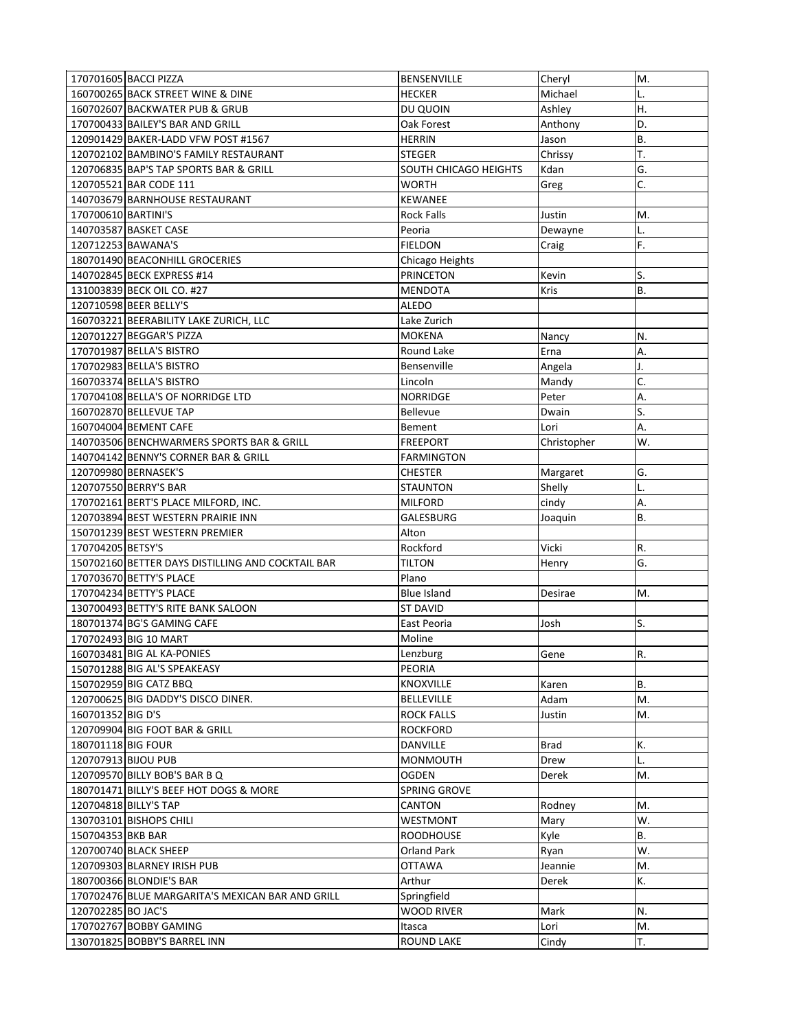| 170701605 | BACCI PIZZA | BENSENVILLE | Cheryl | M. |
|---|---|---|---|---|
| 160700265 | BACK STREET WINE & DINE | HECKER | Michael | L. |
| 160702607 | BACKWATER PUB & GRUB | DU QUOIN | Ashley | H. |
| 170700433 | BAILEY'S BAR AND GRILL | Oak Forest | Anthony | D. |
| 120901429 | BAKER-LADD VFW POST #1567 | HERRIN | Jason | B. |
| 120702102 | BAMBINO'S FAMILY RESTAURANT | STEGER | Chrissy | T. |
| 120706835 | BAP'S TAP SPORTS BAR & GRILL | SOUTH CHICAGO HEIGHTS | Kdan | G. |
| 120705521 | BAR CODE 111 | WORTH | Greg | C. |
| 140703679 | BARNHOUSE RESTAURANT | KEWANEE | | |
| 170700610 | BARTINI'S | Rock Falls | Justin | M. |
| 140703587 | BASKET CASE | Peoria | Dewayne | L. |
| 120712253 | BAWANA'S | FIELDON | Craig | F. |
| 180701490 | BEACONHILL GROCERIES | Chicago Heights | | |
| 140702845 | BECK EXPRESS #14 | PRINCETON | Kevin | S. |
| 131003839 | BECK OIL CO. #27 | MENDOTA | Kris | B. |
| 120710598 | BEER BELLY'S | ALEDO | | |
| 160703221 | BEERABILITY LAKE ZURICH, LLC | Lake Zurich | | |
| 120701227 | BEGGAR'S PIZZA | MOKENA | Nancy | N. |
| 170701987 | BELLA'S BISTRO | Round Lake | Erna | A. |
| 170702983 | BELLA'S BISTRO | Bensenville | Angela | J. |
| 160703374 | BELLA'S BISTRO | Lincoln | Mandy | C. |
| 170704108 | BELLA'S OF NORRIDGE LTD | NORRIDGE | Peter | A. |
| 160702870 | BELLEVUE TAP | Bellevue | Dwain | S. |
| 160704004 | BEMENT CAFE | Bement | Lori | A. |
| 140703506 | BENCHWARMERS SPORTS BAR & GRILL | FREEPORT | Christopher | W. |
| 140704142 | BENNY'S CORNER BAR & GRILL | FARMINGTON | | |
| 120709980 | BERNASEK'S | CHESTER | Margaret | G. |
| 120707550 | BERRY'S BAR | STAUNTON | Shelly | L. |
| 170702161 | BERT'S PLACE MILFORD, INC. | MILFORD | cindy | A. |
| 120703894 | BEST WESTERN PRAIRIE INN | GALESBURG | Joaquin | B. |
| 150701239 | BEST WESTERN PREMIER | Alton | | |
| 170704205 | BETSY'S | Rockford | Vicki | R. |
| 150702160 | BETTER DAYS DISTILLING AND COCKTAIL BAR | TILTON | Henry | G. |
| 170703670 | BETTY'S PLACE | Plano | | |
| 170704234 | BETTY'S PLACE | Blue Island | Desirae | M. |
| 130700493 | BETTY'S RITE BANK SALOON | ST DAVID | | |
| 180701374 | BG'S GAMING CAFE | East Peoria | Josh | S. |
| 170702493 | BIG 10 MART | Moline | | |
| 160703481 | BIG AL KA-PONIES | Lenzburg | Gene | R. |
| 150701288 | BIG AL'S SPEAKEASY | PEORIA | | |
| 150702959 | BIG CATZ BBQ | KNOXVILLE | Karen | B. |
| 120700625 | BIG DADDY'S DISCO DINER. | BELLEVILLE | Adam | M. |
| 160701352 | BIG D'S | ROCK FALLS | Justin | M. |
| 120709904 | BIG FOOT BAR & GRILL | ROCKFORD | | |
| 180701118 | BIG FOUR | DANVILLE | Brad | K. |
| 120707913 | BIJOU PUB | MONMOUTH | Drew | L. |
| 120709570 | BILLY BOB'S BAR B Q | OGDEN | Derek | M. |
| 180701471 | BILLY'S BEEF HOT DOGS & MORE | SPRING GROVE | | |
| 120704818 | BILLY'S TAP | CANTON | Rodney | M. |
| 130703101 | BISHOPS CHILI | WESTMONT | Mary | W. |
| 150704353 | BKB BAR | ROODHOUSE | Kyle | B. |
| 120700740 | BLACK SHEEP | Orland Park | Ryan | W. |
| 120709303 | BLARNEY IRISH PUB | OTTAWA | Jeannie | M. |
| 180700366 | BLONDIE'S BAR | Arthur | Derek | K. |
| 170702476 | BLUE MARGARITA'S MEXICAN BAR AND GRILL | Springfield | | |
| 120702285 | BO JAC'S | WOOD RIVER | Mark | N. |
| 170702767 | BOBBY GAMING | Itasca | Lori | M. |
| 130701825 | BOBBY'S BARREL INN | ROUND LAKE | Cindy | T. |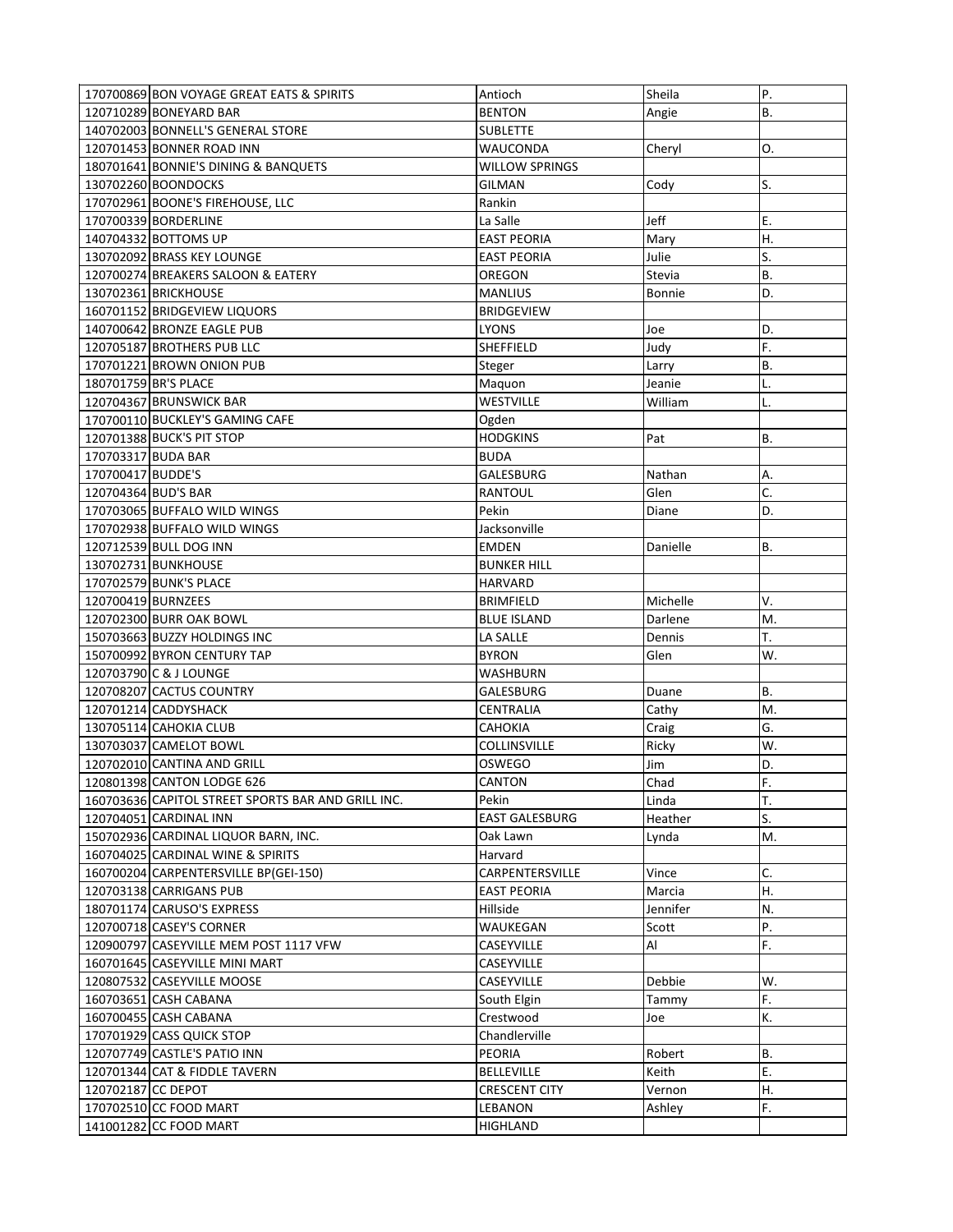| | | | | |
|---|---|---|---|---|
| 170700869 | BON VOYAGE GREAT EATS & SPIRITS | Antioch | Sheila | P. |
| 120710289 | BONEYARD BAR | BENTON | Angie | B. |
| 140702003 | BONNELL'S GENERAL STORE | SUBLETTE | | |
| 120701453 | BONNER ROAD INN | WAUCONDA | Cheryl | O. |
| 180701641 | BONNIE'S DINING & BANQUETS | WILLOW SPRINGS | | |
| 130702260 | BOONDOCKS | GILMAN | Cody | S. |
| 170702961 | BOONE'S FIREHOUSE, LLC | Rankin | | |
| 170700339 | BORDERLINE | La Salle | Jeff | E. |
| 140704332 | BOTTOMS UP | EAST PEORIA | Mary | H. |
| 130702092 | BRASS KEY LOUNGE | EAST PEORIA | Julie | S. |
| 120700274 | BREAKERS SALOON & EATERY | OREGON | Stevia | B. |
| 130702361 | BRICKHOUSE | MANLIUS | Bonnie | D. |
| 160701152 | BRIDGEVIEW LIQUORS | BRIDGEVIEW | | |
| 140700642 | BRONZE EAGLE PUB | LYONS | Joe | D. |
| 120705187 | BROTHERS PUB LLC | SHEFFIELD | Judy | F. |
| 170701221 | BROWN ONION PUB | Steger | Larry | B. |
| 180701759 | BR'S PLACE | Maquon | Jeanie | L. |
| 120704367 | BRUNSWICK BAR | WESTVILLE | William | L. |
| 170700110 | BUCKLEY'S GAMING CAFE | Ogden | | |
| 120701388 | BUCK'S PIT STOP | HODGKINS | Pat | B. |
| 170703317 | BUDA BAR | BUDA | | |
| 170700417 | BUDDE'S | GALESBURG | Nathan | A. |
| 120704364 | BUD'S BAR | RANTOUL | Glen | C. |
| 170703065 | BUFFALO WILD WINGS | Pekin | Diane | D. |
| 170702938 | BUFFALO WILD WINGS | Jacksonville | | |
| 120712539 | BULL DOG INN | EMDEN | Danielle | B. |
| 130702731 | BUNKHOUSE | BUNKER HILL | | |
| 170702579 | BUNK'S PLACE | HARVARD | | |
| 120700419 | BURNZEES | BRIMFIELD | Michelle | V. |
| 120702300 | BURR OAK BOWL | BLUE ISLAND | Darlene | M. |
| 150703663 | BUZZY HOLDINGS INC | LA SALLE | Dennis | T. |
| 150700992 | BYRON CENTURY TAP | BYRON | Glen | W. |
| 120703790 | C & J LOUNGE | WASHBURN | | |
| 120708207 | CACTUS COUNTRY | GALESBURG | Duane | B. |
| 120701214 | CADDYSHACK | CENTRALIA | Cathy | M. |
| 130705114 | CAHOKIA CLUB | CAHOKIA | Craig | G. |
| 130703037 | CAMELOT BOWL | COLLINSVILLE | Ricky | W. |
| 120702010 | CANTINA AND GRILL | OSWEGO | Jim | D. |
| 120801398 | CANTON LODGE 626 | CANTON | Chad | F. |
| 160703636 | CAPITOL STREET SPORTS BAR AND GRILL INC. | Pekin | Linda | T. |
| 120704051 | CARDINAL INN | EAST GALESBURG | Heather | S. |
| 150702936 | CARDINAL LIQUOR BARN, INC. | Oak Lawn | Lynda | M. |
| 160704025 | CARDINAL WINE & SPIRITS | Harvard | | |
| 160700204 | CARPENTERSVILLE BP(GEI-150) | CARPENTERSVILLE | Vince | C. |
| 120703138 | CARRIGANS PUB | EAST PEORIA | Marcia | H. |
| 180701174 | CARUSO'S EXPRESS | Hillside | Jennifer | N. |
| 120700718 | CASEY'S CORNER | WAUKEGAN | Scott | P. |
| 120900797 | CASEYVILLE MEM POST 1117 VFW | CASEYVILLE | Al | F. |
| 160701645 | CASEYVILLE MINI MART | CASEYVILLE | | |
| 120807532 | CASEYVILLE MOOSE | CASEYVILLE | Debbie | W. |
| 160703651 | CASH CABANA | South Elgin | Tammy | F. |
| 160700455 | CASH CABANA | Crestwood | Joe | K. |
| 170701929 | CASS QUICK STOP | Chandlerville | | |
| 120707749 | CASTLE'S PATIO INN | PEORIA | Robert | B. |
| 120701344 | CAT & FIDDLE TAVERN | BELLEVILLE | Keith | E. |
| 120702187 | CC DEPOT | CRESCENT CITY | Vernon | H. |
| 170702510 | CC FOOD MART | LEBANON | Ashley | F. |
| 141001282 | CC FOOD MART | HIGHLAND | | |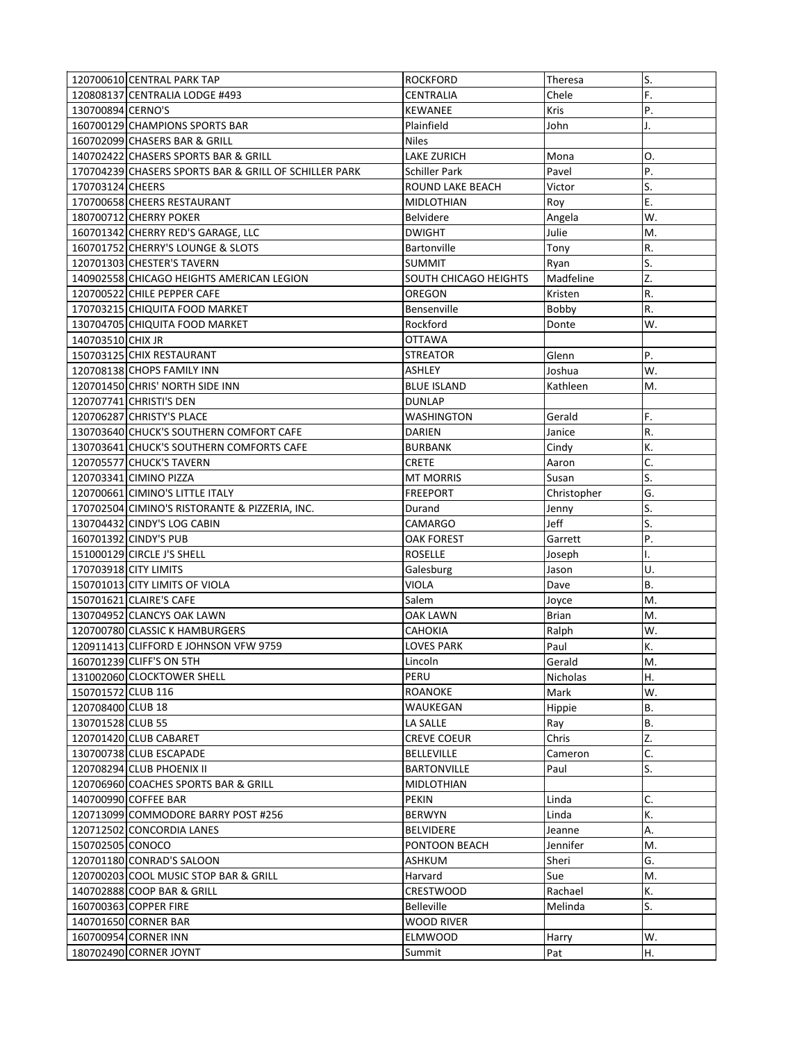| | | | | |
|---|---|---|---|---|
| 120700610 | CENTRAL PARK TAP | ROCKFORD | Theresa | S. |
| 120808137 | CENTRALIA LODGE #493 | CENTRALIA | Chele | F. |
| 130700894 | CERNO'S | KEWANEE | Kris | P. |
| 160700129 | CHAMPIONS SPORTS BAR | Plainfield | John | J. |
| 160702099 | CHASERS BAR & GRILL | Niles | | |
| 140702422 | CHASERS SPORTS BAR & GRILL | LAKE ZURICH | Mona | O. |
| 170704239 | CHASERS SPORTS BAR & GRILL OF SCHILLER PARK | Schiller Park | Pavel | P. |
| 170703124 | CHEERS | ROUND LAKE BEACH | Victor | S. |
| 170700658 | CHEERS RESTAURANT | MIDLOTHIAN | Roy | E. |
| 180700712 | CHERRY POKER | Belvidere | Angela | W. |
| 160701342 | CHERRY RED'S GARAGE, LLC | DWIGHT | Julie | M. |
| 160701752 | CHERRY'S LOUNGE & SLOTS | Bartonville | Tony | R. |
| 120701303 | CHESTER'S TAVERN | SUMMIT | Ryan | S. |
| 140902558 | CHICAGO HEIGHTS AMERICAN LEGION | SOUTH CHICAGO HEIGHTS | Madfeline | Z. |
| 120700522 | CHILE PEPPER CAFE | OREGON | Kristen | R. |
| 170703215 | CHIQUITA FOOD MARKET | Bensenville | Bobby | R. |
| 130704705 | CHIQUITA FOOD MARKET | Rockford | Donte | W. |
| 140703510 | CHIX JR | OTTAWA | | |
| 150703125 | CHIX RESTAURANT | STREATOR | Glenn | P. |
| 120708138 | CHOPS FAMILY INN | ASHLEY | Joshua | W. |
| 120701450 | CHRIS' NORTH SIDE INN | BLUE ISLAND | Kathleen | M. |
| 120707741 | CHRISTI'S DEN | DUNLAP | | |
| 120706287 | CHRISTY'S PLACE | WASHINGTON | Gerald | F. |
| 130703640 | CHUCK'S SOUTHERN COMFORT CAFE | DARIEN | Janice | R. |
| 130703641 | CHUCK'S SOUTHERN COMFORTS CAFE | BURBANK | Cindy | K. |
| 120705577 | CHUCK'S TAVERN | CRETE | Aaron | C. |
| 120703341 | CIMINO PIZZA | MT MORRIS | Susan | S. |
| 120700661 | CIMINO'S LITTLE ITALY | FREEPORT | Christopher | G. |
| 170702504 | CIMINO'S RISTORANTE & PIZZERIA, INC. | Durand | Jenny | S. |
| 130704432 | CINDY'S LOG CABIN | CAMARGO | Jeff | S. |
| 160701392 | CINDY'S PUB | OAK FOREST | Garrett | P. |
| 151000129 | CIRCLE J'S SHELL | ROSELLE | Joseph | I. |
| 170703918 | CITY LIMITS | Galesburg | Jason | U. |
| 150701013 | CITY LIMITS OF VIOLA | VIOLA | Dave | B. |
| 150701621 | CLAIRE'S CAFE | Salem | Joyce | M. |
| 130704952 | CLANCYS OAK LAWN | OAK LAWN | Brian | M. |
| 120700780 | CLASSIC K HAMBURGERS | CAHOKIA | Ralph | W. |
| 120911413 | CLIFFORD E JOHNSON VFW 9759 | LOVES PARK | Paul | K. |
| 160701239 | CLIFF'S ON 5TH | Lincoln | Gerald | M. |
| 131002060 | CLOCKTOWER SHELL | PERU | Nicholas | H. |
| 150701572 | CLUB 116 | ROANOKE | Mark | W. |
| 120708400 | CLUB 18 | WAUKEGAN | Hippie | B. |
| 130701528 | CLUB 55 | LA SALLE | Ray | B. |
| 120701420 | CLUB CABARET | CREVE COEUR | Chris | Z. |
| 130700738 | CLUB ESCAPADE | BELLEVILLE | Cameron | C. |
| 120708294 | CLUB PHOENIX II | BARTONVILLE | Paul | S. |
| 120706960 | COACHES SPORTS BAR & GRILL | MIDLOTHIAN | | |
| 140700990 | COFFEE BAR | PEKIN | Linda | C. |
| 120713099 | COMMODORE BARRY POST #256 | BERWYN | Linda | K. |
| 120712502 | CONCORDIA LANES | BELVIDERE | Jeanne | A. |
| 150702505 | CONOCO | PONTOON BEACH | Jennifer | M. |
| 120701180 | CONRAD'S SALOON | ASHKUM | Sheri | G. |
| 120700203 | COOL MUSIC STOP BAR & GRILL | Harvard | Sue | M. |
| 140702888 | COOP BAR & GRILL | CRESTWOOD | Rachael | K. |
| 160700363 | COPPER FIRE | Belleville | Melinda | S. |
| 140701650 | CORNER BAR | WOOD RIVER | | |
| 160700954 | CORNER INN | ELMWOOD | Harry | W. |
| 180702490 | CORNER JOYNT | Summit | Pat | H. |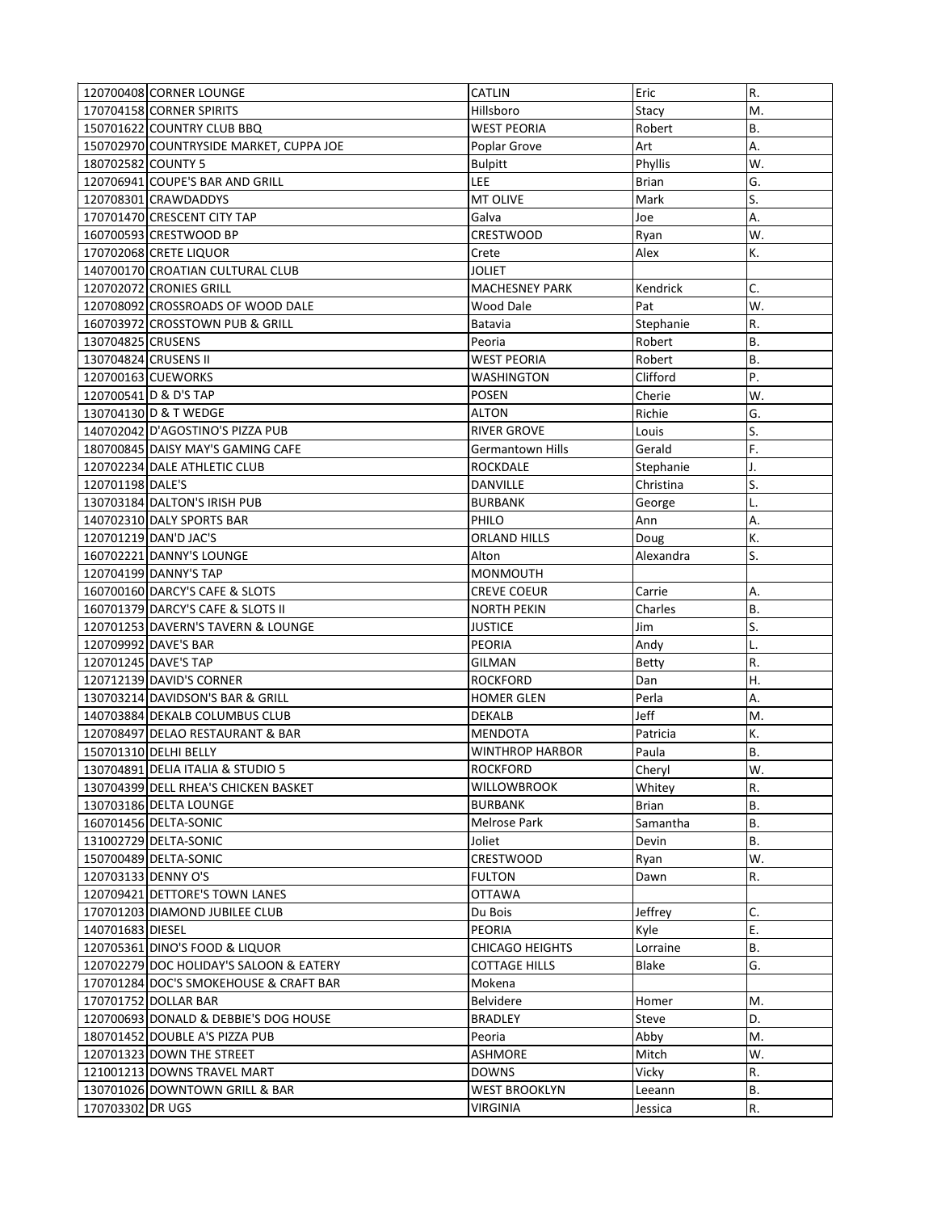| | | | | |
|---|---|---|---|---|
| 120700408 | CORNER LOUNGE | CATLIN | Eric | R. |
| 170704158 | CORNER SPIRITS | Hillsboro | Stacy | M. |
| 150701622 | COUNTRY CLUB BBQ | WEST PEORIA | Robert | B. |
| 150702970 | COUNTRYSIDE MARKET, CUPPA JOE | Poplar Grove | Art | A. |
| 180702582 | COUNTY 5 | Bulpitt | Phyllis | W. |
| 120706941 | COUPE'S BAR AND GRILL | LEE | Brian | G. |
| 120708301 | CRAWDADDYS | MT OLIVE | Mark | S. |
| 170701470 | CRESCENT CITY TAP | Galva | Joe | A. |
| 160700593 | CRESTWOOD BP | CRESTWOOD | Ryan | W. |
| 170702068 | CRETE LIQUOR | Crete | Alex | K. |
| 140700170 | CROATIAN CULTURAL CLUB | JOLIET | | |
| 120702072 | CRONIES GRILL | MACHESNEY PARK | Kendrick | C. |
| 120708092 | CROSSROADS OF WOOD DALE | Wood Dale | Pat | W. |
| 160703972 | CROSSTOWN PUB & GRILL | Batavia | Stephanie | R. |
| 130704825 | CRUSENS | Peoria | Robert | B. |
| 130704824 | CRUSENS II | WEST PEORIA | Robert | B. |
| 120700163 | CUEWORKS | WASHINGTON | Clifford | P. |
| 120700541 | D & D'S TAP | POSEN | Cherie | W. |
| 130704130 | D & T WEDGE | ALTON | Richie | G. |
| 140702042 | D'AGOSTINO'S PIZZA PUB | RIVER GROVE | Louis | S. |
| 180700845 | DAISY MAY'S GAMING CAFE | Germantown Hills | Gerald | F. |
| 120702234 | DALE ATHLETIC CLUB | ROCKDALE | Stephanie | J. |
| 120701198 | DALE'S | DANVILLE | Christina | S. |
| 130703184 | DALTON'S IRISH PUB | BURBANK | George | L. |
| 140702310 | DALY SPORTS BAR | PHILO | Ann | A. |
| 120701219 | DAN'D JAC'S | ORLAND HILLS | Doug | K. |
| 160702221 | DANNY'S LOUNGE | Alton | Alexandra | S. |
| 120704199 | DANNY'S TAP | MONMOUTH | | |
| 160700160 | DARCY'S CAFE & SLOTS | CREVE COEUR | Carrie | A. |
| 160701379 | DARCY'S CAFE & SLOTS II | NORTH PEKIN | Charles | B. |
| 120701253 | DAVERN'S TAVERN & LOUNGE | JUSTICE | Jim | S. |
| 120709992 | DAVE'S BAR | PEORIA | Andy | L. |
| 120701245 | DAVE'S TAP | GILMAN | Betty | R. |
| 120712139 | DAVID'S CORNER | ROCKFORD | Dan | H. |
| 130703214 | DAVIDSON'S BAR & GRILL | HOMER GLEN | Perla | A. |
| 140703884 | DEKALB COLUMBUS CLUB | DEKALB | Jeff | M. |
| 120708497 | DELAO RESTAURANT & BAR | MENDOTA | Patricia | K. |
| 150701310 | DELHI BELLY | WINTHROP HARBOR | Paula | B. |
| 130704891 | DELIA ITALIA & STUDIO 5 | ROCKFORD | Cheryl | W. |
| 130704399 | DELL RHEA'S CHICKEN BASKET | WILLOWBROOK | Whitey | R. |
| 130703186 | DELTA LOUNGE | BURBANK | Brian | B. |
| 160701456 | DELTA-SONIC | Melrose Park | Samantha | B. |
| 131002729 | DELTA-SONIC | Joliet | Devin | B. |
| 150700489 | DELTA-SONIC | CRESTWOOD | Ryan | W. |
| 120703133 | DENNY O'S | FULTON | Dawn | R. |
| 120709421 | DETTORE'S TOWN LANES | OTTAWA | | |
| 170701203 | DIAMOND JUBILEE CLUB | Du Bois | Jeffrey | C. |
| 140701683 | DIESEL | PEORIA | Kyle | E. |
| 120705361 | DINO'S FOOD & LIQUOR | CHICAGO HEIGHTS | Lorraine | B. |
| 120702279 | DOC HOLIDAY'S SALOON & EATERY | COTTAGE HILLS | Blake | G. |
| 170701284 | DOC'S SMOKEHOUSE & CRAFT BAR | Mokena | | |
| 170701752 | DOLLAR BAR | Belvidere | Homer | M. |
| 120700693 | DONALD & DEBBIE'S DOG HOUSE | BRADLEY | Steve | D. |
| 180701452 | DOUBLE A'S PIZZA PUB | Peoria | Abby | M. |
| 120701323 | DOWN THE STREET | ASHMORE | Mitch | W. |
| 121001213 | DOWNS TRAVEL MART | DOWNS | Vicky | R. |
| 130701026 | DOWNTOWN GRILL & BAR | WEST BROOKLYN | Leeann | B. |
| 170703302 | DR UGS | VIRGINIA | Jessica | R. |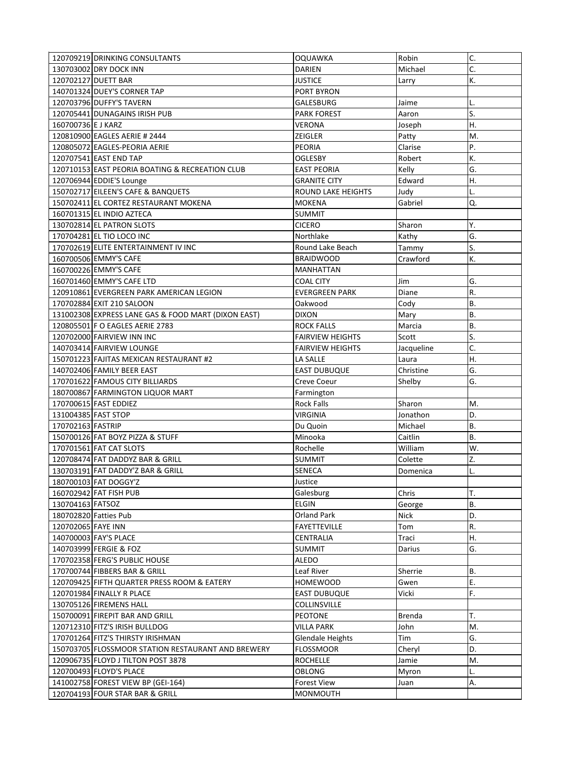| | | | | |
|---|---|---|---|---|
| 120709219 | DRINKING CONSULTANTS | OQUAWKA | Robin | C. |
| 130703002 | DRY DOCK INN | DARIEN | Michael | C. |
| 120702127 | DUETT BAR | JUSTICE | Larry | K. |
| 140701324 | DUEY'S CORNER TAP | PORT BYRON | | |
| 120703796 | DUFFY'S TAVERN | GALESBURG | Jaime | L. |
| 120705441 | DUNAGAINS IRISH PUB | PARK FOREST | Aaron | S. |
| 160700736 | E J KARZ | VERONA | Joseph | H. |
| 120810900 | EAGLES AERIE # 2444 | ZEIGLER | Patty | M. |
| 120805072 | EAGLES-PEORIA AERIE | PEORIA | Clarise | P. |
| 120707541 | EAST END TAP | OGLESBY | Robert | K. |
| 120710153 | EAST PEORIA BOATING & RECREATION CLUB | EAST PEORIA | Kelly | G. |
| 120706944 | EDDIE'S Lounge | GRANITE CITY | Edward | H. |
| 150702717 | EILEEN'S CAFE & BANQUETS | ROUND LAKE HEIGHTS | Judy | L. |
| 150702411 | EL CORTEZ RESTAURANT MOKENA | MOKENA | Gabriel | Q. |
| 160701315 | EL INDIO AZTECA | SUMMIT | | |
| 130702814 | EL PATRON SLOTS | CICERO | Sharon | Y. |
| 170704281 | EL TIO LOCO INC | Northlake | Kathy | G. |
| 170702619 | ELITE ENTERTAINMENT IV INC | Round Lake Beach | Tammy | S. |
| 160700506 | EMMY'S CAFE | BRAIDWOOD | Crawford | K. |
| 160700226 | EMMY'S CAFE | MANHATTAN | | |
| 160701460 | EMMY'S CAFE LTD | COAL CITY | Jim | G. |
| 120910861 | EVERGREEN PARK AMERICAN LEGION | EVERGREEN PARK | Diane | R. |
| 170702884 | EXIT 210 SALOON | Oakwood | Cody | B. |
| 131002308 | EXPRESS LANE GAS & FOOD MART (DIXON EAST) | DIXON | Mary | B. |
| 120805501 | F O EAGLES AERIE 2783 | ROCK FALLS | Marcia | B. |
| 120702000 | FAIRVIEW INN INC | FAIRVIEW HEIGHTS | Scott | S. |
| 140703414 | FAIRVIEW LOUNGE | FAIRVIEW HEIGHTS | Jacqueline | C. |
| 150701223 | FAJITAS MEXICAN RESTAURANT #2 | LA SALLE | Laura | H. |
| 140702406 | FAMILY BEER EAST | EAST DUBUQUE | Christine | G. |
| 170701622 | FAMOUS CITY BILLIARDS | Creve Coeur | Shelby | G. |
| 180700867 | FARMINGTON LIQUOR MART | Farmington | | |
| 170700615 | FAST EDDIEZ | Rock Falls | Sharon | M. |
| 131004385 | FAST STOP | VIRGINIA | Jonathon | D. |
| 170702163 | FASTRIP | Du Quoin | Michael | B. |
| 150700126 | FAT BOYZ PIZZA & STUFF | Minooka | Caitlin | B. |
| 170701561 | FAT CAT SLOTS | Rochelle | William | W. |
| 120708474 | FAT DADDYZ BAR & GRILL | SUMMIT | Colette | Z. |
| 130703191 | FAT DADDY'Z BAR & GRILL | SENECA | Domenica | L. |
| 180700103 | FAT DOGGY'Z | Justice | | |
| 160702942 | FAT FISH PUB | Galesburg | Chris | T. |
| 130704163 | FATSOZ | ELGIN | George | B. |
| 180702820 | Fatties Pub | Orland Park | Nick | D. |
| 120702065 | FAYE INN | FAYETTEVILLE | Tom | R. |
| 140700003 | FAY'S PLACE | CENTRALIA | Traci | H. |
| 140703999 | FERGIE & FOZ | SUMMIT | Darius | G. |
| 170702358 | FERG'S PUBLIC HOUSE | ALEDO | | |
| 170700744 | FIBBERS BAR & GRILL | Leaf River | Sherrie | B. |
| 120709425 | FIFTH QUARTER PRESS ROOM & EATERY | HOMEWOOD | Gwen | E. |
| 120701984 | FINALLY R PLACE | EAST DUBUQUE | Vicki | F. |
| 130705126 | FIREMENS HALL | COLLINSVILLE | | |
| 150700091 | FIREPIT BAR AND GRILL | PEOTONE | Brenda | T. |
| 120712310 | FITZ'S IRISH BULLDOG | VILLA PARK | John | M. |
| 170701264 | FITZ'S THIRSTY IRISHMAN | Glendale Heights | Tim | G. |
| 150703705 | FLOSSMOOR STATION RESTAURANT AND BREWERY | FLOSSMOOR | Cheryl | D. |
| 120906735 | FLOYD J TILTON POST 3878 | ROCHELLE | Jamie | M. |
| 120700493 | FLOYD'S PLACE | OBLONG | Myron | L. |
| 141002758 | FOREST VIEW BP (GEI-164) | Forest View | Juan | A. |
| 120704193 | FOUR STAR BAR & GRILL | MONMOUTH | | |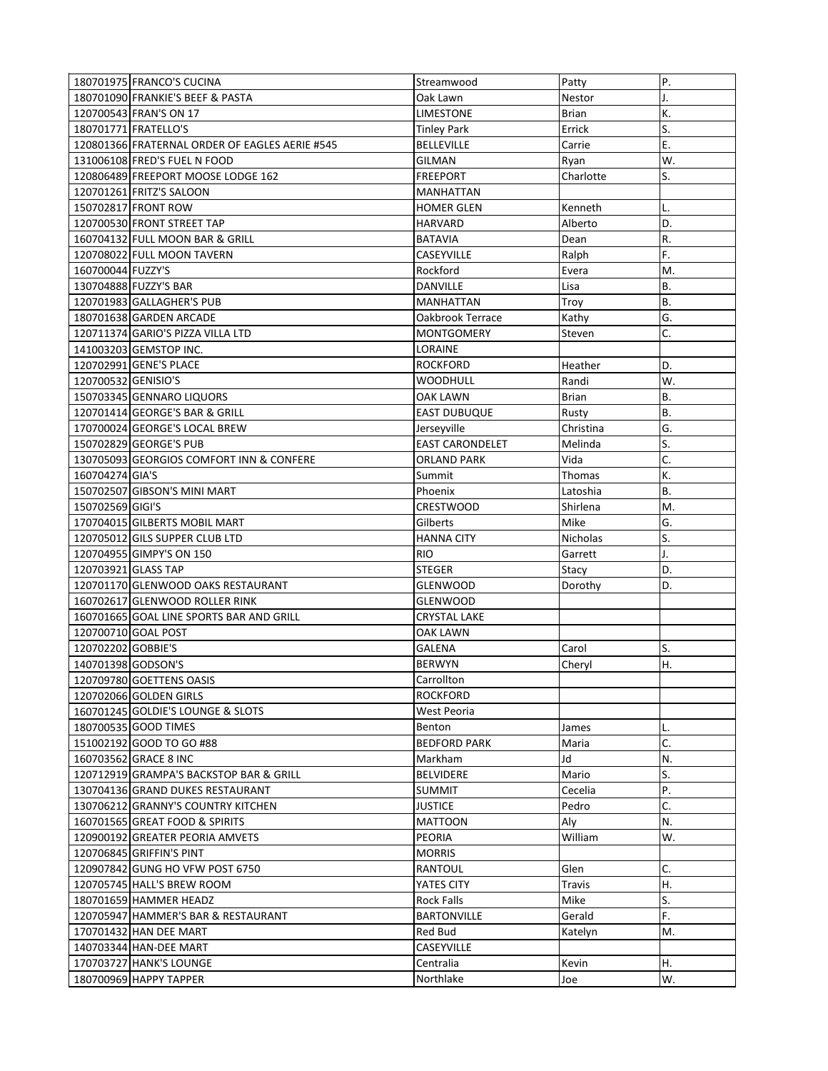| | | | | |
|---|---|---|---|---|
| 180701975 | FRANCO'S CUCINA | Streamwood | Patty | P. |
| 180701090 | FRANKIE'S BEEF & PASTA | Oak Lawn | Nestor | J. |
| 120700543 | FRAN'S ON 17 | LIMESTONE | Brian | K. |
| 180701771 | FRATELLO'S | Tinley Park | Errick | S. |
| 120801366 | FRATERNAL ORDER OF EAGLES AERIE #545 | BELLEVILLE | Carrie | E. |
| 131006108 | FRED'S FUEL N FOOD | GILMAN | Ryan | W. |
| 120806489 | FREEPORT MOOSE LODGE 162 | FREEPORT | Charlotte | S. |
| 120701261 | FRITZ'S SALOON | MANHATTAN | | |
| 150702817 | FRONT ROW | HOMER GLEN | Kenneth | L. |
| 120700530 | FRONT STREET TAP | HARVARD | Alberto | D. |
| 160704132 | FULL MOON BAR & GRILL | BATAVIA | Dean | R. |
| 120708022 | FULL MOON TAVERN | CASEYVILLE | Ralph | F. |
| 160700044 | FUZZY'S | Rockford | Evera | M. |
| 130704888 | FUZZY'S BAR | DANVILLE | Lisa | B. |
| 120701983 | GALLAGHER'S PUB | MANHATTAN | Troy | B. |
| 180701638 | GARDEN ARCADE | Oakbrook Terrace | Kathy | G. |
| 120711374 | GARIO'S PIZZA VILLA LTD | MONTGOMERY | Steven | C. |
| 141003203 | GEMSTOP INC. | LORAINE | | |
| 120702991 | GENE'S PLACE | ROCKFORD | Heather | D. |
| 120700532 | GENISIO'S | WOODHULL | Randi | W. |
| 150703345 | GENNARO LIQUORS | OAK LAWN | Brian | B. |
| 120701414 | GEORGE'S BAR & GRILL | EAST DUBUQUE | Rusty | B. |
| 170700024 | GEORGE'S LOCAL BREW | Jerseyville | Christina | G. |
| 150702829 | GEORGE'S PUB | EAST CARONDELET | Melinda | S. |
| 130705093 | GEORGIOS COMFORT INN & CONFERE | ORLAND PARK | Vida | C. |
| 160704274 | GIA'S | Summit | Thomas | K. |
| 150702507 | GIBSON'S MINI MART | Phoenix | Latoshia | B. |
| 150702569 | GIGI'S | CRESTWOOD | Shirlena | M. |
| 170704015 | GILBERTS MOBIL MART | Gilberts | Mike | G. |
| 120705012 | GILS SUPPER CLUB LTD | HANNA CITY | Nicholas | S. |
| 120704955 | GIMPY'S ON 150 | RIO | Garrett | J. |
| 120703921 | GLASS TAP | STEGER | Stacy | D. |
| 120701170 | GLENWOOD OAKS RESTAURANT | GLENWOOD | Dorothy | D. |
| 160702617 | GLENWOOD ROLLER RINK | GLENWOOD | | |
| 160701665 | GOAL LINE SPORTS BAR AND GRILL | CRYSTAL LAKE | | |
| 120700710 | GOAL POST | OAK LAWN | | |
| 120702202 | GOBBIE'S | GALENA | Carol | S. |
| 140701398 | GODSON'S | BERWYN | Cheryl | H. |
| 120709780 | GOETTENS OASIS | Carrollton | | |
| 120702066 | GOLDEN GIRLS | ROCKFORD | | |
| 160701245 | GOLDIE'S LOUNGE & SLOTS | West Peoria | | |
| 180700535 | GOOD TIMES | Benton | James | L. |
| 151002192 | GOOD TO GO #88 | BEDFORD PARK | Maria | C. |
| 160703562 | GRACE 8 INC | Markham | Jd | N. |
| 120712919 | GRAMPA'S BACKSTOP BAR & GRILL | BELVIDERE | Mario | S. |
| 130704136 | GRAND DUKES RESTAURANT | SUMMIT | Cecelia | P. |
| 130706212 | GRANNY'S COUNTRY KITCHEN | JUSTICE | Pedro | C. |
| 160701565 | GREAT FOOD & SPIRITS | MATTOON | Aly | N. |
| 120900192 | GREATER PEORIA AMVETS | PEORIA | William | W. |
| 120706845 | GRIFFIN'S PINT | MORRIS | | |
| 120907842 | GUNG HO VFW POST 6750 | RANTOUL | Glen | C. |
| 120705745 | HALL'S BREW ROOM | YATES CITY | Travis | H. |
| 180701659 | HAMMER HEADZ | Rock Falls | Mike | S. |
| 120705947 | HAMMER'S BAR & RESTAURANT | BARTONVILLE | Gerald | F. |
| 170701432 | HAN DEE MART | Red Bud | Katelyn | M. |
| 140703344 | HAN-DEE MART | CASEYVILLE | | |
| 170703727 | HANK'S LOUNGE | Centralia | Kevin | H. |
| 180700969 | HAPPY TAPPER | Northlake | Joe | W. |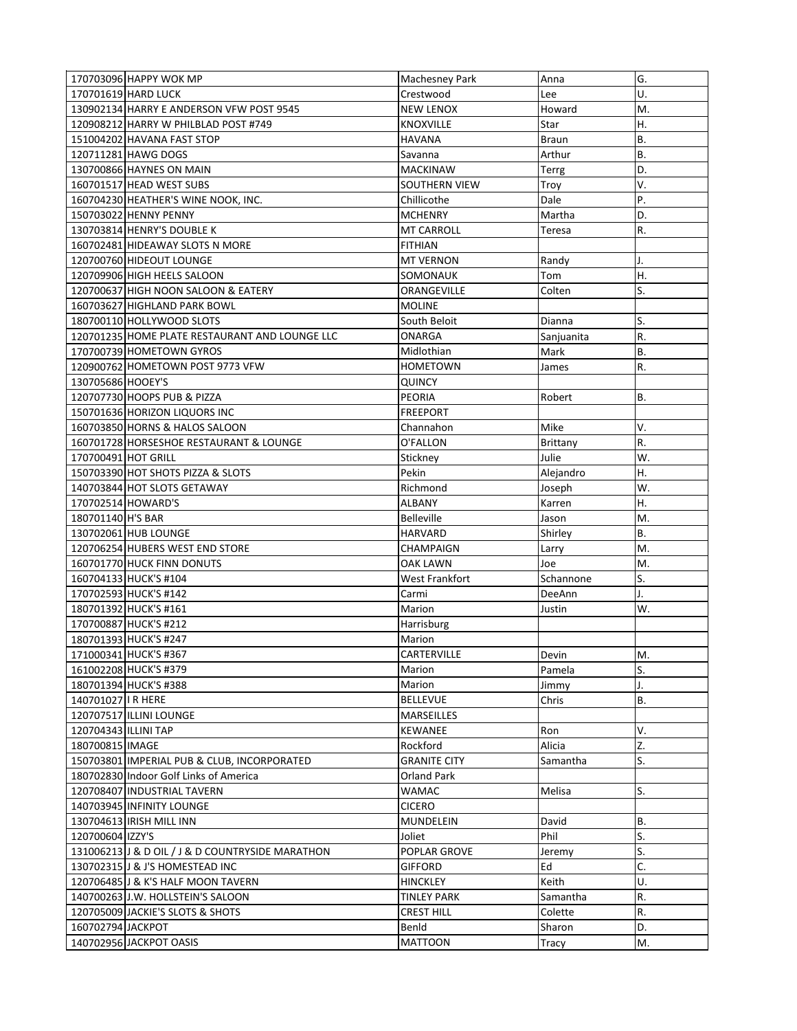| | | | | |
|---|---|---|---|---|
| 170703096 | HAPPY WOK MP | Machesney Park | Anna | G. |
| 170701619 | HARD LUCK | Crestwood | Lee | U. |
| 130902134 | HARRY E ANDERSON VFW POST 9545 | NEW LENOX | Howard | M. |
| 120908212 | HARRY W PHILBLAD POST #749 | KNOXVILLE | Star | H. |
| 151004202 | HAVANA FAST STOP | HAVANA | Braun | B. |
| 120711281 | HAWG DOGS | Savanna | Arthur | B. |
| 130700866 | HAYNES ON MAIN | MACKINAW | Terrg | D. |
| 160701517 | HEAD WEST SUBS | SOUTHERN VIEW | Troy | V. |
| 160704230 | HEATHER'S WINE NOOK, INC. | Chillicothe | Dale | P. |
| 150703022 | HENNY PENNY | MCHENRY | Martha | D. |
| 130703814 | HENRY'S DOUBLE K | MT CARROLL | Teresa | R. |
| 160702481 | HIDEAWAY SLOTS N MORE | FITHIAN | | |
| 120700760 | HIDEOUT LOUNGE | MT VERNON | Randy | J. |
| 120709906 | HIGH HEELS SALOON | SOMONAUK | Tom | H. |
| 120700637 | HIGH NOON SALOON & EATERY | ORANGEVILLE | Colten | S. |
| 160703627 | HIGHLAND PARK BOWL | MOLINE | | |
| 180700110 | HOLLYWOOD SLOTS | South Beloit | Dianna | S. |
| 120701235 | HOME PLATE RESTAURANT AND LOUNGE LLC | ONARGA | Sanjuanita | R. |
| 170700739 | HOMETOWN GYROS | Midlothian | Mark | B. |
| 120900762 | HOMETOWN POST 9773 VFW | HOMETOWN | James | R. |
| 130705686 | HOOEY'S | QUINCY | | |
| 120707730 | HOOPS PUB & PIZZA | PEORIA | Robert | B. |
| 150701636 | HORIZON LIQUORS INC | FREEPORT | | |
| 160703850 | HORNS & HALOS SALOON | Channahon | Mike | V. |
| 160701728 | HORSESHOE RESTAURANT & LOUNGE | O'FALLON | Brittany | R. |
| 170700491 | HOT GRILL | Stickney | Julie | W. |
| 150703390 | HOT SHOTS PIZZA & SLOTS | Pekin | Alejandro | H. |
| 140703844 | HOT SLOTS GETAWAY | Richmond | Joseph | W. |
| 170702514 | HOWARD'S | ALBANY | Karren | H. |
| 180701140 | H'S BAR | Belleville | Jason | M. |
| 130702061 | HUB LOUNGE | HARVARD | Shirley | B. |
| 120706254 | HUBERS WEST END STORE | CHAMPAIGN | Larry | M. |
| 160701770 | HUCK FINN DONUTS | OAK LAWN | Joe | M. |
| 160704133 | HUCK'S #104 | West Frankfort | Schannone | S. |
| 170702593 | HUCK'S #142 | Carmi | DeeAnn | J. |
| 180701392 | HUCK'S #161 | Marion | Justin | W. |
| 170700887 | HUCK'S #212 | Harrisburg | | |
| 180701393 | HUCK'S #247 | Marion | | |
| 171000341 | HUCK'S #367 | CARTERVILLE | Devin | M. |
| 161002208 | HUCK'S #379 | Marion | Pamela | S. |
| 180701394 | HUCK'S #388 | Marion | Jimmy | J. |
| 140701027 | I R HERE | BELLEVUE | Chris | B. |
| 120707517 | ILLINI LOUNGE | MARSEILLES | | |
| 120704343 | ILLINI TAP | KEWANEE | Ron | V. |
| 180700815 | IMAGE | Rockford | Alicia | Z. |
| 150703801 | IMPERIAL PUB & CLUB, INCORPORATED | GRANITE CITY | Samantha | S. |
| 180702830 | Indoor Golf Links of America | Orland Park | | |
| 120708407 | INDUSTRIAL TAVERN | WAMAC | Melisa | S. |
| 140703945 | INFINITY LOUNGE | CICERO | | |
| 130704613 | IRISH MILL INN | MUNDELEIN | David | B. |
| 120700604 | IZZY'S | Joliet | Phil | S. |
| 131006213 | J & D OIL / J & D COUNTRYSIDE MARATHON | POPLAR GROVE | Jeremy | S. |
| 130702315 | J & J'S HOMESTEAD INC | GIFFORD | Ed | C. |
| 120706485 | J & K'S HALF MOON TAVERN | HINCKLEY | Keith | U. |
| 140700263 | J.W. HOLLSTEIN'S SALOON | TINLEY PARK | Samantha | R. |
| 120705009 | JACKIE'S SLOTS & SHOTS | CREST HILL | Colette | R. |
| 160702794 | JACKPOT | Benld | Sharon | D. |
| 140702956 | JACKPOT OASIS | MATTOON | Tracy | M. |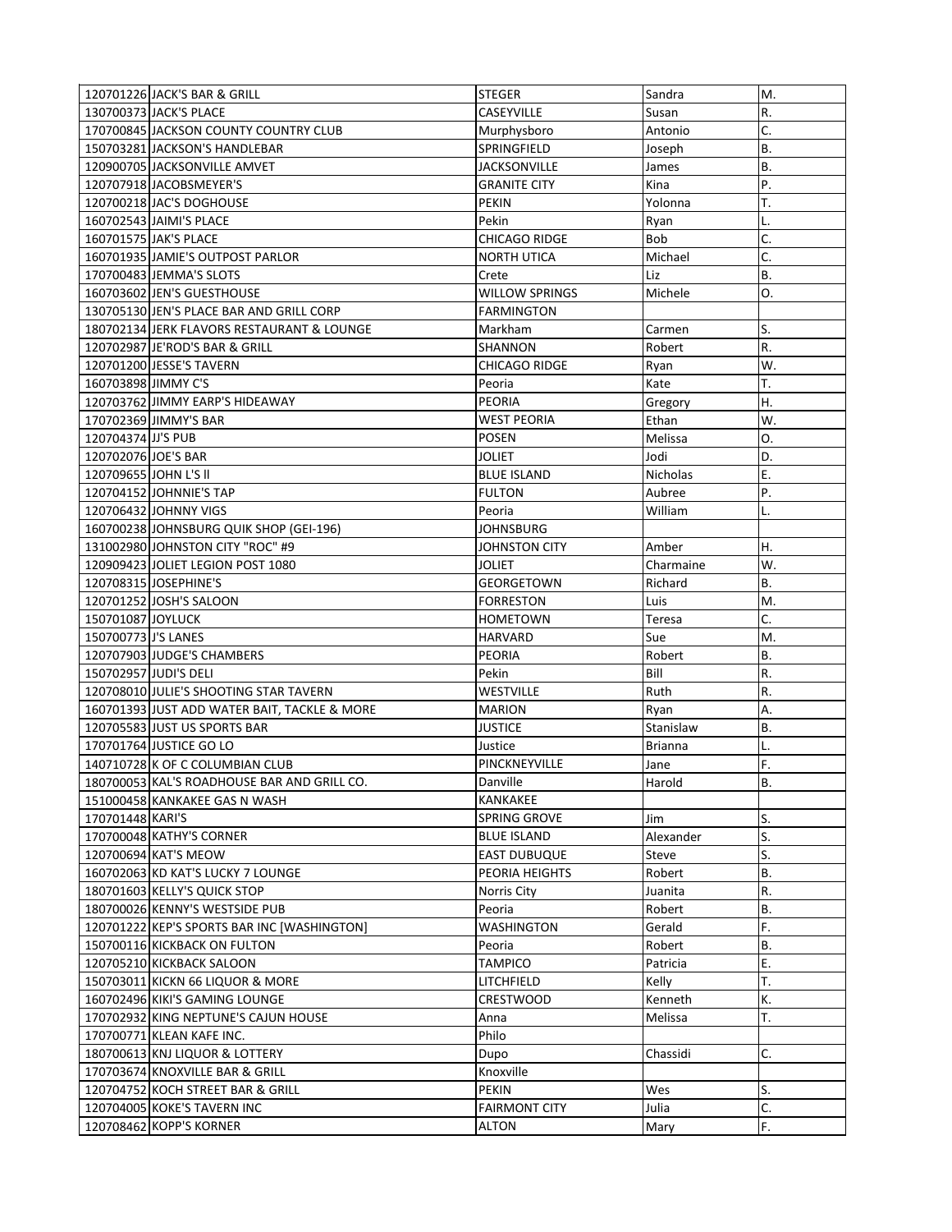| | | | | |
|---|---|---|---|---|
| 120701226 | JACK'S BAR & GRILL | STEGER | Sandra | M. |
| 130700373 | JACK'S PLACE | CASEYVILLE | Susan | R. |
| 170700845 | JACKSON COUNTY COUNTRY CLUB | Murphysboro | Antonio | C. |
| 150703281 | JACKSON'S HANDLEBAR | SPRINGFIELD | Joseph | B. |
| 120900705 | JACKSONVILLE AMVET | JACKSONVILLE | James | B. |
| 120707918 | JACOBSMEYER'S | GRANITE CITY | Kina | P. |
| 120700218 | JAC'S DOGHOUSE | PEKIN | Yolonna | T. |
| 160702543 | JAIMI'S PLACE | Pekin | Ryan | L. |
| 160701575 | JAK'S PLACE | CHICAGO RIDGE | Bob | C. |
| 160701935 | JAMIE'S OUTPOST PARLOR | NORTH UTICA | Michael | C. |
| 170700483 | JEMMA'S SLOTS | Crete | Liz | B. |
| 160703602 | JEN'S GUESTHOUSE | WILLOW SPRINGS | Michele | O. |
| 130705130 | JEN'S PLACE BAR AND GRILL CORP | FARMINGTON | | |
| 180702134 | JERK FLAVORS RESTAURANT & LOUNGE | Markham | Carmen | S. |
| 120702987 | JE'ROD'S BAR & GRILL | SHANNON | Robert | R. |
| 120701200 | JESSE'S TAVERN | CHICAGO RIDGE | Ryan | W. |
| 160703898 | JIMMY C'S | Peoria | Kate | T. |
| 120703762 | JIMMY EARP'S HIDEAWAY | PEORIA | Gregory | H. |
| 170702369 | JIMMY'S BAR | WEST PEORIA | Ethan | W. |
| 120704374 | JJ'S PUB | POSEN | Melissa | O. |
| 120702076 | JOE'S BAR | JOLIET | Jodi | D. |
| 120709655 | JOHN L'S ll | BLUE ISLAND | Nicholas | E. |
| 120704152 | JOHNNIE'S TAP | FULTON | Aubree | P. |
| 120706432 | JOHNNY VIGS | Peoria | William | L. |
| 160700238 | JOHNSBURG QUIK SHOP (GEI-196) | JOHNSBURG | | |
| 131002980 | JOHNSTON CITY "ROC" #9 | JOHNSTON CITY | Amber | H. |
| 120909423 | JOLIET LEGION POST 1080 | JOLIET | Charmaine | W. |
| 120708315 | JOSEPHINE'S | GEORGETOWN | Richard | B. |
| 120701252 | JOSH'S SALOON | FORRESTON | Luis | M. |
| 150701087 | JOYLUCK | HOMETOWN | Teresa | C. |
| 150700773 | J'S LANES | HARVARD | Sue | M. |
| 120707903 | JUDGE'S CHAMBERS | PEORIA | Robert | B. |
| 150702957 | JUDI'S DELI | Pekin | Bill | R. |
| 120708010 | JULIE'S SHOOTING STAR TAVERN | WESTVILLE | Ruth | R. |
| 160701393 | JUST ADD WATER BAIT, TACKLE & MORE | MARION | Ryan | A. |
| 120705583 | JUST US SPORTS BAR | JUSTICE | Stanislaw | B. |
| 170701764 | JUSTICE GO LO | Justice | Brianna | L. |
| 140710728 | K OF C COLUMBIAN CLUB | PINCKNEYVILLE | Jane | F. |
| 180700053 | KAL'S ROADHOUSE BAR AND GRILL CO. | Danville | Harold | B. |
| 151000458 | KANKAKEE GAS N WASH | KANKAKEE | | |
| 170701448 | KARI'S | SPRING GROVE | Jim | S. |
| 170700048 | KATHY'S CORNER | BLUE ISLAND | Alexander | S. |
| 120700694 | KAT'S MEOW | EAST DUBUQUE | Steve | S. |
| 160702063 | KD KAT'S LUCKY 7 LOUNGE | PEORIA HEIGHTS | Robert | B. |
| 180701603 | KELLY'S QUICK STOP | Norris City | Juanita | R. |
| 180700026 | KENNY'S WESTSIDE PUB | Peoria | Robert | B. |
| 120701222 | KEP'S SPORTS BAR INC [WASHINGTON] | WASHINGTON | Gerald | F. |
| 150700116 | KICKBACK ON FULTON | Peoria | Robert | B. |
| 120705210 | KICKBACK SALOON | TAMPICO | Patricia | E. |
| 150703011 | KICKN 66 LIQUOR & MORE | LITCHFIELD | Kelly | T. |
| 160702496 | KIKI'S GAMING LOUNGE | CRESTWOOD | Kenneth | K. |
| 170702932 | KING NEPTUNE'S CAJUN HOUSE | Anna | Melissa | T. |
| 170700771 | KLEAN KAFE INC. | Philo | | |
| 180700613 | KNJ LIQUOR & LOTTERY | Dupo | Chassidi | C. |
| 170703674 | KNOXVILLE BAR & GRILL | Knoxville | | |
| 120704752 | KOCH STREET BAR & GRILL | PEKIN | Wes | S. |
| 120704005 | KOKE'S TAVERN INC | FAIRMONT CITY | Julia | C. |
| 120708462 | KOPP'S KORNER | ALTON | Mary | F. |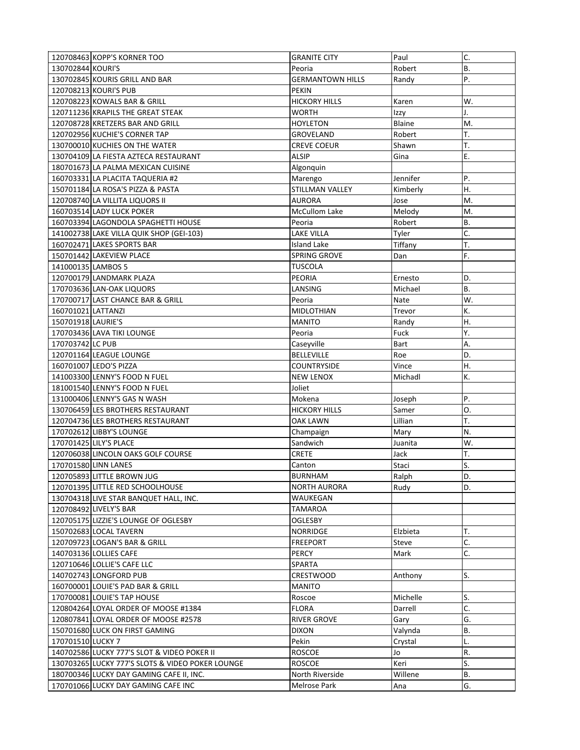| | | | | |
|---|---|---|---|---|
| 120708463 | KOPP'S KORNER TOO | GRANITE CITY | Paul | C. |
| 130702844 | KOURI'S | Peoria | Robert | B. |
| 130702845 | KOURIS GRILL AND BAR | GERMANTOWN HILLS | Randy | P. |
| 120708213 | KOURI'S PUB | PEKIN | | |
| 120708223 | KOWALS BAR & GRILL | HICKORY HILLS | Karen | W. |
| 120711236 | KRAPILS THE GREAT STEAK | WORTH | Izzy | J. |
| 120708728 | KRETZERS BAR AND GRILL | HOYLETON | Blaine | M. |
| 120702956 | KUCHIE'S CORNER TAP | GROVELAND | Robert | T. |
| 130700010 | KUCHIES ON THE WATER | CREVE COEUR | Shawn | T. |
| 130704109 | LA FIESTA AZTECA RESTAURANT | ALSIP | Gina | E. |
| 180701673 | LA PALMA MEXICAN CUISINE | Algonquin | | |
| 160703331 | LA PLACITA TAQUERIA #2 | Marengo | Jennifer | P. |
| 150701184 | LA ROSA'S PIZZA & PASTA | STILLMAN VALLEY | Kimberly | H. |
| 120708740 | LA VILLITA LIQUORS II | AURORA | Jose | M. |
| 160703514 | LADY LUCK POKER | McCullom Lake | Melody | M. |
| 160703394 | LAGONDOLA SPAGHETTI HOUSE | Peoria | Robert | B. |
| 141002738 | LAKE VILLA QUIK SHOP (GEI-103) | LAKE VILLA | Tyler | C. |
| 160702471 | LAKES SPORTS BAR | Island Lake | Tiffany | T. |
| 150701442 | LAKEVIEW PLACE | SPRING GROVE | Dan | F. |
| 141000135 | LAMBOS 5 | TUSCOLA | | |
| 120700179 | LANDMARK PLAZA | PEORIA | Ernesto | D. |
| 170703636 | LAN-OAK LIQUORS | LANSING | Michael | B. |
| 170700717 | LAST CHANCE BAR & GRILL | Peoria | Nate | W. |
| 160701021 | LATTANZI | MIDLOTHIAN | Trevor | K. |
| 150701918 | LAURIE'S | MANITO | Randy | H. |
| 170703436 | LAVA TIKI LOUNGE | Peoria | Fuck | Y. |
| 170703742 | LC PUB | Caseyville | Bart | A. |
| 120701164 | LEAGUE LOUNGE | BELLEVILLE | Roe | D. |
| 160701007 | LEDO'S PIZZA | COUNTRYSIDE | Vince | H. |
| 141003300 | LENNY'S FOOD N FUEL | NEW LENOX | Michadl | K. |
| 181001540 | LENNY'S FOOD N FUEL | Joliet | | |
| 131000406 | LENNY'S GAS N WASH | Mokena | Joseph | P. |
| 130706459 | LES BROTHERS RESTAURANT | HICKORY HILLS | Samer | O. |
| 120704736 | LES BROTHERS RESTAURANT | OAK LAWN | Lillian | T. |
| 170702612 | LIBBY'S LOUNGE | Champaign | Mary | N. |
| 170701425 | LILY'S PLACE | Sandwich | Juanita | W. |
| 120706038 | LINCOLN OAKS GOLF COURSE | CRETE | Jack | T. |
| 170701580 | LINN LANES | Canton | Staci | S. |
| 120705893 | LITTLE BROWN JUG | BURNHAM | Ralph | D. |
| 120701395 | LITTLE RED SCHOOLHOUSE | NORTH AURORA | Rudy | D. |
| 130704318 | LIVE STAR BANQUET HALL, INC. | WAUKEGAN | | |
| 120708492 | LIVELY'S BAR | TAMAROA | | |
| 120705175 | LIZZIE'S LOUNGE OF OGLESBY | OGLESBY | | |
| 150702683 | LOCAL TAVERN | NORRIDGE | Elzbieta | T. |
| 120709723 | LOGAN'S BAR & GRILL | FREEPORT | Steve | C. |
| 140703136 | LOLLIES CAFE | PERCY | Mark | C. |
| 120710646 | LOLLIE'S CAFE LLC | SPARTA | | |
| 140702743 | LONGFORD PUB | CRESTWOOD | Anthony | S. |
| 160700001 | LOUIE'S PAD BAR & GRILL | MANITO | | |
| 170700081 | LOUIE'S TAP HOUSE | Roscoe | Michelle | S. |
| 120804264 | LOYAL ORDER OF MOOSE #1384 | FLORA | Darrell | C. |
| 120807841 | LOYAL ORDER OF MOOSE #2578 | RIVER GROVE | Gary | G. |
| 150701680 | LUCK ON FIRST GAMING | DIXON | Valynda | B. |
| 170701510 | LUCKY 7 | Pekin | Crystal | L. |
| 140702586 | LUCKY 777'S SLOT & VIDEO POKER II | ROSCOE | Jo | R. |
| 130703265 | LUCKY 777'S SLOTS & VIDEO POKER LOUNGE | ROSCOE | Keri | S. |
| 180700346 | LUCKY DAY GAMING CAFE II, INC. | North Riverside | Willene | B. |
| 170701066 | LUCKY DAY GAMING CAFE INC | Melrose Park | Ana | G. |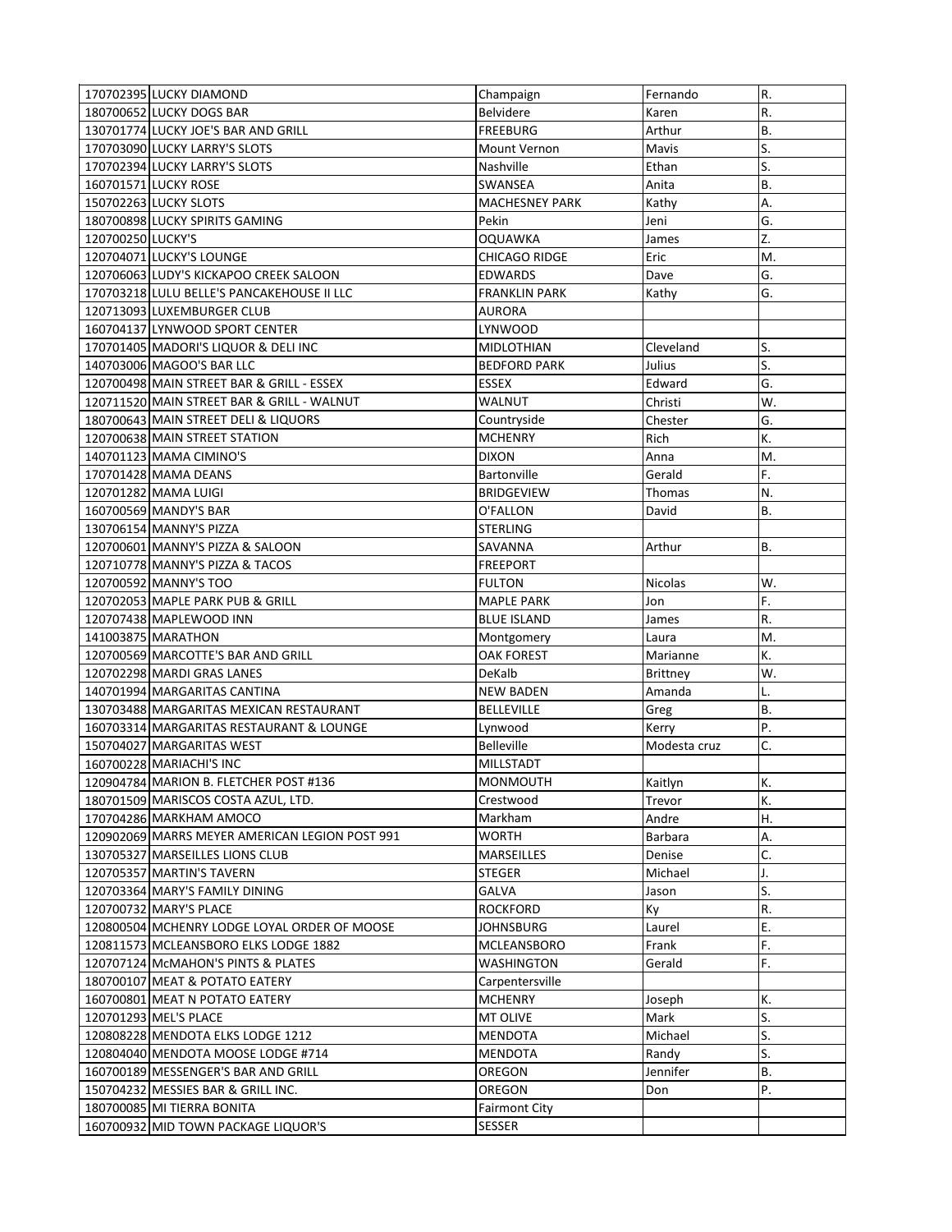| | | | | |
|---|---|---|---|---|
| 170702395 | LUCKY DIAMOND | Champaign | Fernando | R. |
| 180700652 | LUCKY DOGS BAR | Belvidere | Karen | R. |
| 130701774 | LUCKY JOE'S BAR AND GRILL | FREEBURG | Arthur | B. |
| 170703090 | LUCKY LARRY'S SLOTS | Mount Vernon | Mavis | S. |
| 170702394 | LUCKY LARRY'S SLOTS | Nashville | Ethan | S. |
| 160701571 | LUCKY ROSE | SWANSEA | Anita | B. |
| 150702263 | LUCKY SLOTS | MACHESNEY PARK | Kathy | A. |
| 180700898 | LUCKY SPIRITS GAMING | Pekin | Jeni | G. |
| 120700250 | LUCKY'S | OQUAWKA | James | Z. |
| 120704071 | LUCKY'S LOUNGE | CHICAGO RIDGE | Eric | M. |
| 120706063 | LUDY'S KICKAPOO CREEK SALOON | EDWARDS | Dave | G. |
| 170703218 | LULU BELLE'S PANCAKEHOUSE II LLC | FRANKLIN PARK | Kathy | G. |
| 120713093 | LUXEMBURGER CLUB | AURORA | | |
| 160704137 | LYNWOOD SPORT CENTER | LYNWOOD | | |
| 170701405 | MADORI'S LIQUOR & DELI INC | MIDLOTHIAN | Cleveland | S. |
| 140703006 | MAGOO'S BAR LLC | BEDFORD PARK | Julius | S. |
| 120700498 | MAIN STREET BAR & GRILL - ESSEX | ESSEX | Edward | G. |
| 120711520 | MAIN STREET BAR & GRILL - WALNUT | WALNUT | Christi | W. |
| 180700643 | MAIN STREET DELI & LIQUORS | Countryside | Chester | G. |
| 120700638 | MAIN STREET STATION | MCHENRY | Rich | K. |
| 140701123 | MAMA CIMINO'S | DIXON | Anna | M. |
| 170701428 | MAMA DEANS | Bartonville | Gerald | F. |
| 120701282 | MAMA LUIGI | BRIDGEVIEW | Thomas | N. |
| 160700569 | MANDY'S BAR | O'FALLON | David | B. |
| 130706154 | MANNY'S PIZZA | STERLING | | |
| 120700601 | MANNY'S PIZZA & SALOON | SAVANNA | Arthur | B. |
| 120710778 | MANNY'S PIZZA & TACOS | FREEPORT | | |
| 120700592 | MANNY'S TOO | FULTON | Nicolas | W. |
| 120702053 | MAPLE PARK PUB & GRILL | MAPLE PARK | Jon | F. |
| 120707438 | MAPLEWOOD INN | BLUE ISLAND | James | R. |
| 141003875 | MARATHON | Montgomery | Laura | M. |
| 120700569 | MARCOTTE'S BAR AND GRILL | OAK FOREST | Marianne | K. |
| 120702298 | MARDI GRAS LANES | DeKalb | Brittney | W. |
| 140701994 | MARGARITAS CANTINA | NEW BADEN | Amanda | L. |
| 130703488 | MARGARITAS MEXICAN RESTAURANT | BELLEVILLE | Greg | B. |
| 160703314 | MARGARITAS RESTAURANT & LOUNGE | Lynwood | Kerry | P. |
| 150704027 | MARGARITAS WEST | Belleville | Modesta cruz | C. |
| 160700228 | MARIACHI'S INC | MILLSTADT | | |
| 120904784 | MARION B. FLETCHER POST #136 | MONMOUTH | Kaitlyn | K. |
| 180701509 | MARISCOS COSTA AZUL, LTD. | Crestwood | Trevor | K. |
| 170704286 | MARKHAM AMOCO | Markham | Andre | H. |
| 120902069 | MARRS MEYER AMERICAN LEGION POST 991 | WORTH | Barbara | A. |
| 130705327 | MARSEILLES LIONS CLUB | MARSEILLES | Denise | C. |
| 120705357 | MARTIN'S TAVERN | STEGER | Michael | J. |
| 120703364 | MARY'S FAMILY DINING | GALVA | Jason | S. |
| 120700732 | MARY'S PLACE | ROCKFORD | Ky | R. |
| 120800504 | MCHENRY LODGE LOYAL ORDER OF MOOSE | JOHNSBURG | Laurel | E. |
| 120811573 | MCLEANSBORO ELKS LODGE 1882 | MCLEANSBORO | Frank | F. |
| 120707124 | McMAHON'S PINTS & PLATES | WASHINGTON | Gerald | F. |
| 180700107 | MEAT & POTATO EATERY | Carpentersville | | |
| 160700801 | MEAT N POTATO EATERY | MCHENRY | Joseph | K. |
| 120701293 | MEL'S PLACE | MT OLIVE | Mark | S. |
| 120808228 | MENDOTA ELKS LODGE 1212 | MENDOTA | Michael | S. |
| 120804040 | MENDOTA MOOSE LODGE #714 | MENDOTA | Randy | S. |
| 160700189 | MESSENGER'S BAR AND GRILL | OREGON | Jennifer | B. |
| 150704232 | MESSIES BAR & GRILL INC. | OREGON | Don | P. |
| 180700085 | MI TIERRA BONITA | Fairmont City | | |
| 160700932 | MID TOWN PACKAGE LIQUOR'S | SESSER | | |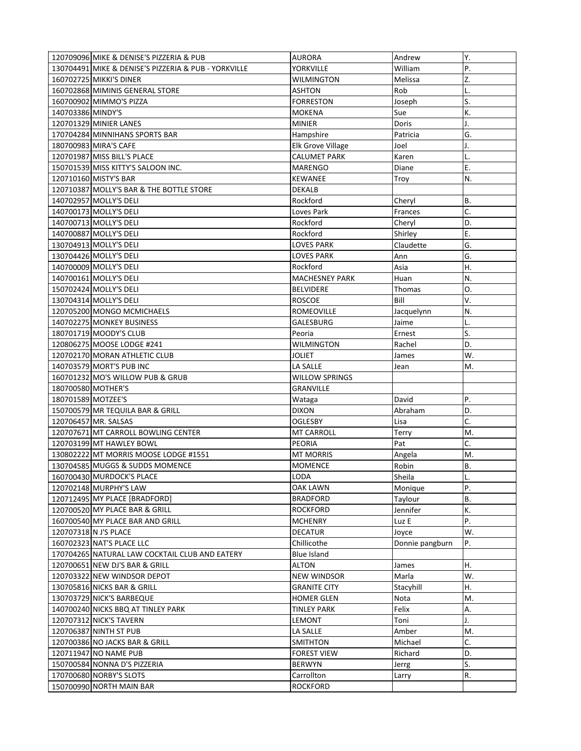| | | | | |
|---|---|---|---|---|
| 120709096 | MIKE & DENISE'S PIZZERIA & PUB | AURORA | Andrew | Y. |
| 130704491 | MIKE & DENISE'S PIZZERIA & PUB - YORKVILLE | YORKVILLE | William | P. |
| 160702725 | MIKKI'S DINER | WILMINGTON | Melissa | Z. |
| 160702868 | MIMINIS GENERAL STORE | ASHTON | Rob | L. |
| 160700902 | MIMMO'S PIZZA | FORRESTON | Joseph | S. |
| 140703386 | MINDY'S | MOKENA | Sue | K. |
| 120701329 | MINIER LANES | MINIER | Doris | J. |
| 170704284 | MINNIHANS SPORTS BAR | Hampshire | Patricia | G. |
| 180700983 | MIRA'S CAFE | Elk Grove Village | Joel | J. |
| 120701987 | MISS BILL'S PLACE | CALUMET PARK | Karen | L. |
| 150701539 | MISS KITTY'S SALOON INC. | MARENGO | Diane | E. |
| 120710160 | MISTY'S BAR | KEWANEE | Troy | N. |
| 120710387 | MOLLY'S BAR & THE BOTTLE STORE | DEKALB | | |
| 140702957 | MOLLY'S DELI | Rockford | Cheryl | B. |
| 140700173 | MOLLY'S DELI | Loves Park | Frances | C. |
| 140700713 | MOLLY'S DELI | Rockford | Cheryl | D. |
| 140700887 | MOLLY'S DELI | Rockford | Shirley | E. |
| 130704913 | MOLLY'S DELI | LOVES PARK | Claudette | G. |
| 130704426 | MOLLY'S DELI | LOVES PARK | Ann | G. |
| 140700009 | MOLLY'S DELI | Rockford | Asia | H. |
| 140700161 | MOLLY'S DELI | MACHESNEY PARK | Huan | N. |
| 150702424 | MOLLY'S DELI | BELVIDERE | Thomas | O. |
| 130704314 | MOLLY'S DELI | ROSCOE | Bill | V. |
| 120705200 | MONGO MCMICHAELS | ROMEOVILLE | Jacquelynn | N. |
| 140702275 | MONKEY BUSINESS | GALESBURG | Jaime | L. |
| 180701719 | MOODY'S CLUB | Peoria | Ernest | S. |
| 120806275 | MOOSE LODGE #241 | WILMINGTON | Rachel | D. |
| 120702170 | MORAN ATHLETIC CLUB | JOLIET | James | W. |
| 140703579 | MORT'S PUB INC | LA SALLE | Jean | M. |
| 160701232 | MO'S WILLOW PUB & GRUB | WILLOW SPRINGS | | |
| 180700580 | MOTHER'S | GRANVILLE | | |
| 180701589 | MOTZEE'S | Wataga | David | P. |
| 150700579 | MR TEQUILA BAR & GRILL | DIXON | Abraham | D. |
| 120706457 | MR. SALSAS | OGLESBY | Lisa | C. |
| 120707671 | MT CARROLL BOWLING CENTER | MT CARROLL | Terry | M. |
| 120703199 | MT HAWLEY BOWL | PEORIA | Pat | C. |
| 130802222 | MT MORRIS MOOSE LODGE #1551 | MT MORRIS | Angela | M. |
| 130704585 | MUGGS & SUDDS MOMENCE | MOMENCE | Robin | B. |
| 160700430 | MURDOCK'S PLACE | LODA | Sheila | L. |
| 120702148 | MURPHY'S LAW | OAK LAWN | Monique | P. |
| 120712495 | MY PLACE [BRADFORD] | BRADFORD | Taylour | B. |
| 120700520 | MY PLACE BAR & GRILL | ROCKFORD | Jennifer | K. |
| 160700540 | MY PLACE BAR AND GRILL | MCHENRY | Luz E | P. |
| 120707318 | N J'S PLACE | DECATUR | Joyce | W. |
| 160702323 | NAT'S PLACE LLC | Chillicothe | Donnie pangburn | P. |
| 170704265 | NATURAL LAW COCKTAIL CLUB AND EATERY | Blue Island | | |
| 120700651 | NEW DJ'S BAR & GRILL | ALTON | James | H. |
| 120703322 | NEW WINDSOR DEPOT | NEW WINDSOR | Marla | W. |
| 130705816 | NICKS BAR & GRILL | GRANITE CITY | Stacyhill | H. |
| 130703729 | NICK'S BARBEQUE | HOMER GLEN | Nota | M. |
| 140700240 | NICKS BBQ AT TINLEY PARK | TINLEY PARK | Felix | A. |
| 120707312 | NICK'S TAVERN | LEMONT | Toni | J. |
| 120706387 | NINTH ST PUB | LA SALLE | Amber | M. |
| 120700386 | NO JACKS BAR & GRILL | SMITHTON | Michael | C. |
| 120711947 | NO NAME PUB | FOREST VIEW | Richard | D. |
| 150700584 | NONNA D'S PIZZERIA | BERWYN | Jerrg | S. |
| 170700680 | NORBY'S SLOTS | Carrollton | Larry | R. |
| 150700990 | NORTH MAIN BAR | ROCKFORD | | |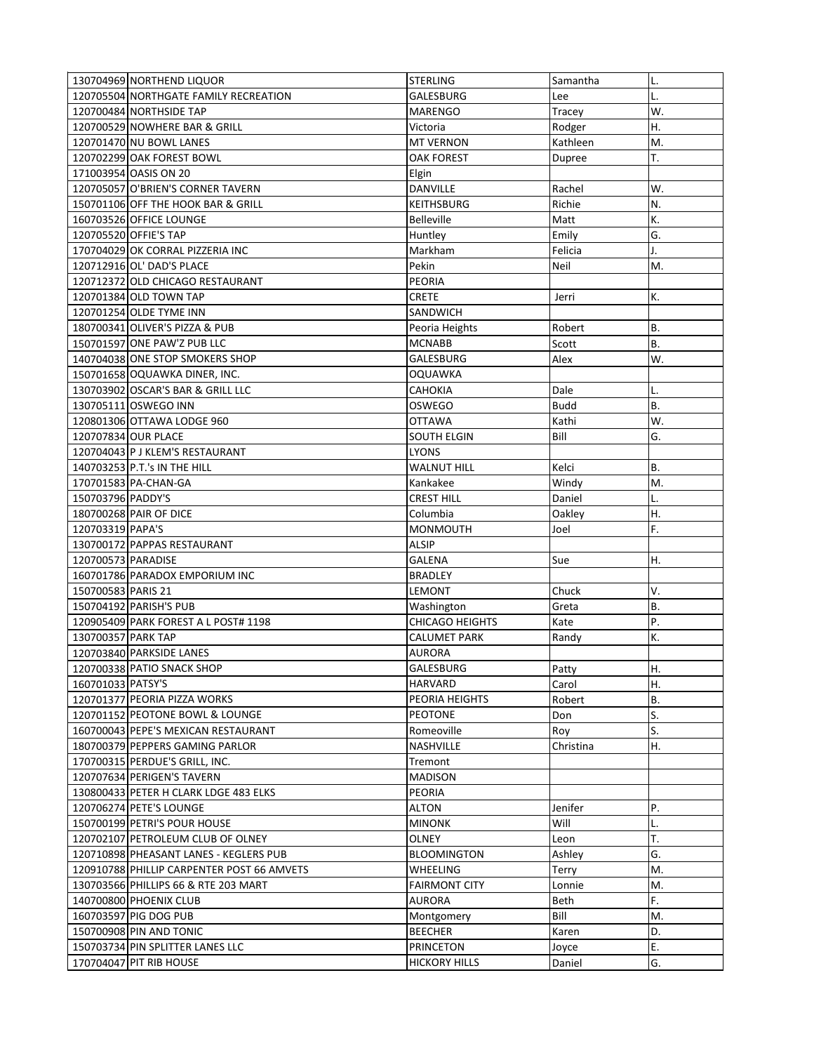| | | | | |
|---|---|---|---|---|
| 130704969 | NORTHEND LIQUOR | STERLING | Samantha | L. |
| 120705504 | NORTHGATE FAMILY RECREATION | GALESBURG | Lee | L. |
| 120700484 | NORTHSIDE TAP | MARENGO | Tracey | W. |
| 120700529 | NOWHERE BAR & GRILL | Victoria | Rodger | H. |
| 120701470 | NU BOWL LANES | MT VERNON | Kathleen | M. |
| 120702299 | OAK FOREST BOWL | OAK FOREST | Dupree | T. |
| 171003954 | OASIS ON 20 | Elgin | | |
| 120705057 | O'BRIEN'S CORNER TAVERN | DANVILLE | Rachel | W. |
| 150701106 | OFF THE HOOK BAR & GRILL | KEITHSBURG | Richie | N. |
| 160703526 | OFFICE LOUNGE | Belleville | Matt | K. |
| 120705520 | OFFIE'S TAP | Huntley | Emily | G. |
| 170704029 | OK CORRAL PIZZERIA INC | Markham | Felicia | J. |
| 120712916 | OL' DAD'S PLACE | Pekin | Neil | M. |
| 120712372 | OLD CHICAGO RESTAURANT | PEORIA | | |
| 120701384 | OLD TOWN TAP | CRETE | Jerri | K. |
| 120701254 | OLDE TYME INN | SANDWICH | | |
| 180700341 | OLIVER'S PIZZA & PUB | Peoria Heights | Robert | B. |
| 150701597 | ONE PAW'Z PUB LLC | MCNABB | Scott | B. |
| 140704038 | ONE STOP SMOKERS SHOP | GALESBURG | Alex | W. |
| 150701658 | OQUAWKA DINER, INC. | OQUAWKA | | |
| 130703902 | OSCAR'S BAR & GRILL LLC | CAHOKIA | Dale | L. |
| 130705111 | OSWEGO INN | OSWEGO | Budd | B. |
| 120801306 | OTTAWA LODGE 960 | OTTAWA | Kathi | W. |
| 120707834 | OUR PLACE | SOUTH ELGIN | Bill | G. |
| 120704043 | P J KLEM'S RESTAURANT | LYONS | | |
| 140703253 | P.T.'s IN THE HILL | WALNUT HILL | Kelci | B. |
| 170701583 | PA-CHAN-GA | Kankakee | Windy | M. |
| 150703796 | PADDY'S | CREST HILL | Daniel | L. |
| 180700268 | PAIR OF DICE | Columbia | Oakley | H. |
| 120703319 | PAPA'S | MONMOUTH | Joel | F. |
| 130700172 | PAPPAS RESTAURANT | ALSIP | | |
| 120700573 | PARADISE | GALENA | Sue | H. |
| 160701786 | PARADOX EMPORIUM INC | BRADLEY | | |
| 150700583 | PARIS 21 | LEMONT | Chuck | V. |
| 150704192 | PARISH'S PUB | Washington | Greta | B. |
| 120905409 | PARK FOREST A L POST# 1198 | CHICAGO HEIGHTS | Kate | P. |
| 130700357 | PARK TAP | CALUMET PARK | Randy | K. |
| 120703840 | PARKSIDE LANES | AURORA | | |
| 120700338 | PATIO SNACK SHOP | GALESBURG | Patty | H. |
| 160701033 | PATSY'S | HARVARD | Carol | H. |
| 120701377 | PEORIA PIZZA WORKS | PEORIA HEIGHTS | Robert | B. |
| 120701152 | PEOTONE BOWL & LOUNGE | PEOTONE | Don | S. |
| 160700043 | PEPE'S MEXICAN RESTAURANT | Romeoville | Roy | S. |
| 180700379 | PEPPERS GAMING PARLOR | NASHVILLE | Christina | H. |
| 170700315 | PERDUE'S GRILL, INC. | Tremont | | |
| 120707634 | PERIGEN'S TAVERN | MADISON | | |
| 130800433 | PETER H CLARK LDGE 483 ELKS | PEORIA | | |
| 120706274 | PETE'S LOUNGE | ALTON | Jenifer | P. |
| 150700199 | PETRI'S POUR HOUSE | MINONK | Will | L. |
| 120702107 | PETROLEUM CLUB OF OLNEY | OLNEY | Leon | T. |
| 120710898 | PHEASANT LANES - KEGLERS PUB | BLOOMINGTON | Ashley | G. |
| 120910788 | PHILLIP CARPENTER POST 66 AMVETS | WHEELING | Terry | M. |
| 130703566 | PHILLIPS 66 & RTE 203 MART | FAIRMONT CITY | Lonnie | M. |
| 140700800 | PHOENIX CLUB | AURORA | Beth | F. |
| 160703597 | PIG DOG PUB | Montgomery | Bill | M. |
| 150700908 | PIN AND TONIC | BEECHER | Karen | D. |
| 150703734 | PIN SPLITTER LANES LLC | PRINCETON | Joyce | E. |
| 170704047 | PIT RIB HOUSE | HICKORY HILLS | Daniel | G. |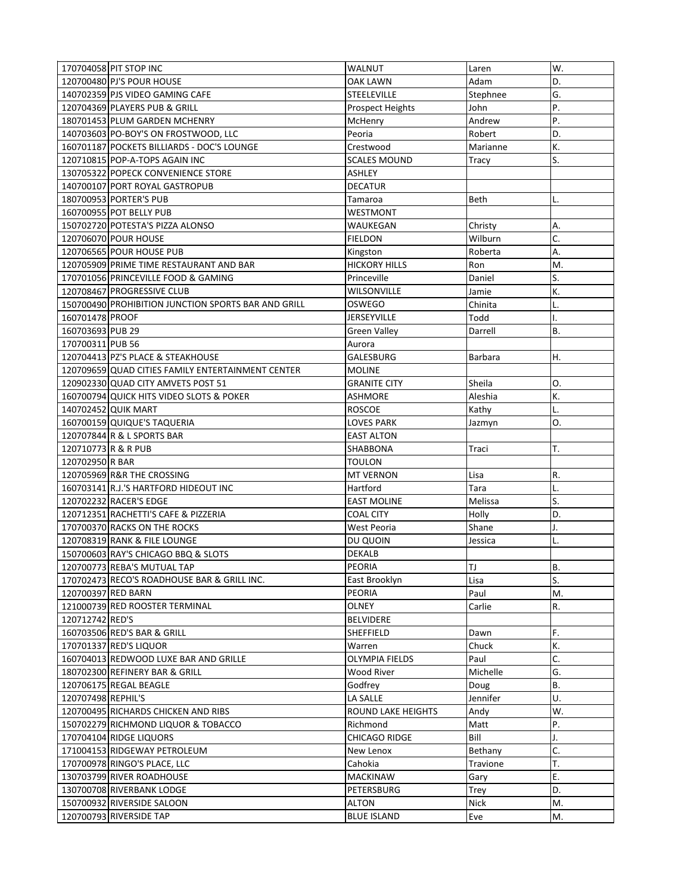| | | | | |
|---|---|---|---|---|
| 170704058 | PIT STOP INC | WALNUT | Laren | W. |
| 120700480 | PJ'S POUR HOUSE | OAK LAWN | Adam | D. |
| 140702359 | PJS VIDEO GAMING CAFE | STEELEVILLE | Stephnee | G. |
| 120704369 | PLAYERS PUB & GRILL | Prospect Heights | John | P. |
| 180701453 | PLUM GARDEN MCHENRY | McHenry | Andrew | P. |
| 140703603 | PO-BOY'S ON FROSTWOOD, LLC | Peoria | Robert | D. |
| 160701187 | POCKETS BILLIARDS - DOC'S LOUNGE | Crestwood | Marianne | K. |
| 120710815 | POP-A-TOPS AGAIN INC | SCALES MOUND | Tracy | S. |
| 130705322 | POPECK CONVENIENCE STORE | ASHLEY | | |
| 140700107 | PORT ROYAL GASTROPUB | DECATUR | | |
| 180700953 | PORTER'S PUB | Tamaroa | Beth | L. |
| 160700955 | POT BELLY PUB | WESTMONT | | |
| 150702720 | POTESTA'S PIZZA ALONSO | WAUKEGAN | Christy | A. |
| 120706070 | POUR HOUSE | FIELDON | Wilburn | C. |
| 120706565 | POUR HOUSE PUB | Kingston | Roberta | A. |
| 120705909 | PRIME TIME RESTAURANT AND BAR | HICKORY HILLS | Ron | M. |
| 170701056 | PRINCEVILLE FOOD & GAMING | Princeville | Daniel | S. |
| 120708467 | PROGRESSIVE CLUB | WILSONVILLE | Jamie | K. |
| 150700490 | PROHIBITION JUNCTION SPORTS BAR AND GRILL | OSWEGO | Chinita | L. |
| 160701478 | PROOF | JERSEYVILLE | Todd | I. |
| 160703693 | PUB 29 | Green Valley | Darrell | B. |
| 170700311 | PUB 56 | Aurora | | |
| 120704413 | PZ'S PLACE & STEAKHOUSE | GALESBURG | Barbara | H. |
| 120709659 | QUAD CITIES FAMILY ENTERTAINMENT CENTER | MOLINE | | |
| 120902330 | QUAD CITY AMVETS POST 51 | GRANITE CITY | Sheila | O. |
| 160700794 | QUICK HITS VIDEO SLOTS & POKER | ASHMORE | Aleshia | K. |
| 140702452 | QUIK MART | ROSCOE | Kathy | L. |
| 160700159 | QUIQUE'S TAQUERIA | LOVES PARK | Jazmyn | O. |
| 120707844 | R & L SPORTS BAR | EAST ALTON | | |
| 120710773 | R & R PUB | SHABBONA | Traci | T. |
| 120702950 | R BAR | TOULON | | |
| 120705969 | R&R THE CROSSING | MT VERNON | Lisa | R. |
| 160703141 | R.J.'S HARTFORD HIDEOUT INC | Hartford | Tara | L. |
| 120702232 | RACER'S EDGE | EAST MOLINE | Melissa | S. |
| 120712351 | RACHETTI'S CAFE & PIZZERIA | COAL CITY | Holly | D. |
| 170700370 | RACKS ON THE ROCKS | West Peoria | Shane | J. |
| 120708319 | RANK & FILE LOUNGE | DU QUOIN | Jessica | L. |
| 150700603 | RAY'S CHICAGO BBQ & SLOTS | DEKALB | | |
| 120700773 | REBA'S MUTUAL TAP | PEORIA | TJ | B. |
| 170702473 | RECO'S ROADHOUSE BAR & GRILL INC. | East Brooklyn | Lisa | S. |
| 120700397 | RED BARN | PEORIA | Paul | M. |
| 121000739 | RED ROOSTER TERMINAL | OLNEY | Carlie | R. |
| 120712742 | RED'S | BELVIDERE | | |
| 160703506 | RED'S BAR & GRILL | SHEFFIELD | Dawn | F. |
| 170701337 | RED'S LIQUOR | Warren | Chuck | K. |
| 160704013 | REDWOOD LUXE BAR AND GRILLE | OLYMPIA FIELDS | Paul | C. |
| 180702300 | REFINERY BAR & GRILL | Wood River | Michelle | G. |
| 120706175 | REGAL BEAGLE | Godfrey | Doug | B. |
| 120707498 | REPHIL'S | LA SALLE | Jennifer | U. |
| 120700495 | RICHARDS CHICKEN AND RIBS | ROUND LAKE HEIGHTS | Andy | W. |
| 150702279 | RICHMOND LIQUOR & TOBACCO | Richmond | Matt | P. |
| 170704104 | RIDGE LIQUORS | CHICAGO RIDGE | Bill | J. |
| 171004153 | RIDGEWAY PETROLEUM | New Lenox | Bethany | C. |
| 170700978 | RINGO'S PLACE, LLC | Cahokia | Travione | T. |
| 130703799 | RIVER ROADHOUSE | MACKINAW | Gary | E. |
| 130700708 | RIVERBANK LODGE | PETERSBURG | Trey | D. |
| 150700932 | RIVERSIDE SALOON | ALTON | Nick | M. |
| 120700793 | RIVERSIDE TAP | BLUE ISLAND | Eve | M. |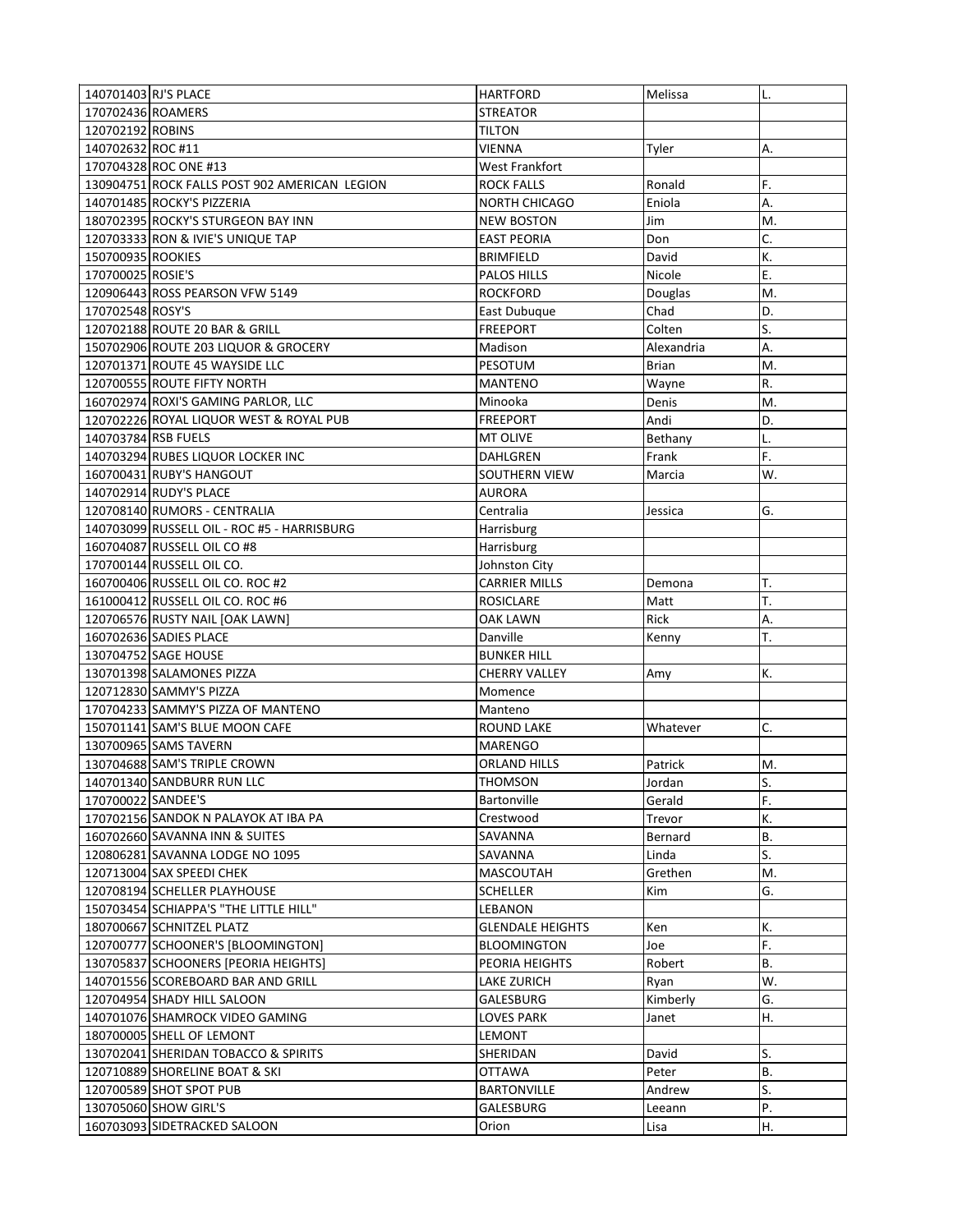| | | | | |
|---|---|---|---|---|
| 140701403 | RJ'S PLACE | HARTFORD | Melissa | L. |
| 170702436 | ROAMERS | STREATOR | | |
| 120702192 | ROBINS | TILTON | | |
| 140702632 | ROC #11 | VIENNA | Tyler | A. |
| 170704328 | ROC ONE #13 | West Frankfort | | |
| 130904751 | ROCK FALLS POST 902 AMERICAN LEGION | ROCK FALLS | Ronald | F. |
| 140701485 | ROCKY'S PIZZERIA | NORTH CHICAGO | Eniola | A. |
| 180702395 | ROCKY'S STURGEON BAY INN | NEW BOSTON | Jim | M. |
| 120703333 | RON & IVIE'S UNIQUE TAP | EAST PEORIA | Don | C. |
| 150700935 | ROOKIES | BRIMFIELD | David | K. |
| 170700025 | ROSIE'S | PALOS HILLS | Nicole | E. |
| 120906443 | ROSS PEARSON VFW 5149 | ROCKFORD | Douglas | M. |
| 170702548 | ROSY'S | East Dubuque | Chad | D. |
| 120702188 | ROUTE 20 BAR & GRILL | FREEPORT | Colten | S. |
| 150702906 | ROUTE 203 LIQUOR & GROCERY | Madison | Alexandria | A. |
| 120701371 | ROUTE 45 WAYSIDE LLC | PESOTUM | Brian | M. |
| 120700555 | ROUTE FIFTY NORTH | MANTENO | Wayne | R. |
| 160702974 | ROXI'S GAMING PARLOR, LLC | Minooka | Denis | M. |
| 120702226 | ROYAL LIQUOR WEST & ROYAL PUB | FREEPORT | Andi | D. |
| 140703784 | RSB FUELS | MT OLIVE | Bethany | L. |
| 140703294 | RUBES LIQUOR LOCKER INC | DAHLGREN | Frank | F. |
| 160700431 | RUBY'S HANGOUT | SOUTHERN VIEW | Marcia | W. |
| 140702914 | RUDY'S PLACE | AURORA | | |
| 120708140 | RUMORS - CENTRALIA | Centralia | Jessica | G. |
| 140703099 | RUSSELL OIL - ROC #5 - HARRISBURG | Harrisburg | | |
| 160704087 | RUSSELL OIL CO #8 | Harrisburg | | |
| 170700144 | RUSSELL OIL CO. | Johnston City | | |
| 160700406 | RUSSELL OIL CO. ROC #2 | CARRIER MILLS | Demona | T. |
| 161000412 | RUSSELL OIL CO. ROC #6 | ROSICLARE | Matt | T. |
| 120706576 | RUSTY NAIL [OAK LAWN] | OAK LAWN | Rick | A. |
| 160702636 | SADIES PLACE | Danville | Kenny | T. |
| 130704752 | SAGE HOUSE | BUNKER HILL | | |
| 130701398 | SALAMONES PIZZA | CHERRY VALLEY | Amy | K. |
| 120712830 | SAMMY'S PIZZA | Momence | | |
| 170704233 | SAMMY'S PIZZA OF MANTENO | Manteno | | |
| 150701141 | SAM'S BLUE MOON CAFE | ROUND LAKE | Whatever | C. |
| 130700965 | SAMS TAVERN | MARENGO | | |
| 130704688 | SAM'S TRIPLE CROWN | ORLAND HILLS | Patrick | M. |
| 140701340 | SANDBURR RUN LLC | THOMSON | Jordan | S. |
| 170700022 | SANDEE'S | Bartonville | Gerald | F. |
| 170702156 | SANDOK N PALAYOK AT IBA PA | Crestwood | Trevor | K. |
| 160702660 | SAVANNA INN & SUITES | SAVANNA | Bernard | B. |
| 120806281 | SAVANNA LODGE NO 1095 | SAVANNA | Linda | S. |
| 120713004 | SAX SPEEDI CHEK | MASCOUTAH | Grethen | M. |
| 120708194 | SCHELLER PLAYHOUSE | SCHELLER | Kim | G. |
| 150703454 | SCHIAPPA'S "THE LITTLE HILL" | LEBANON | | |
| 180700667 | SCHNITZEL PLATZ | GLENDALE HEIGHTS | Ken | K. |
| 120700777 | SCHOONER'S [BLOOMINGTON] | BLOOMINGTON | Joe | F. |
| 130705837 | SCHOONERS [PEORIA HEIGHTS] | PEORIA HEIGHTS | Robert | B. |
| 140701556 | SCOREBOARD BAR AND GRILL | LAKE ZURICH | Ryan | W. |
| 120704954 | SHADY HILL SALOON | GALESBURG | Kimberly | G. |
| 140701076 | SHAMROCK VIDEO GAMING | LOVES PARK | Janet | H. |
| 180700005 | SHELL OF LEMONT | LEMONT | | |
| 130702041 | SHERIDAN TOBACCO & SPIRITS | SHERIDAN | David | S. |
| 120710889 | SHORELINE BOAT & SKI | OTTAWA | Peter | B. |
| 120700589 | SHOT SPOT PUB | BARTONVILLE | Andrew | S. |
| 130705060 | SHOW GIRL'S | GALESBURG | Leeann | P. |
| 160703093 | SIDETRACKED SALOON | Orion | Lisa | H. |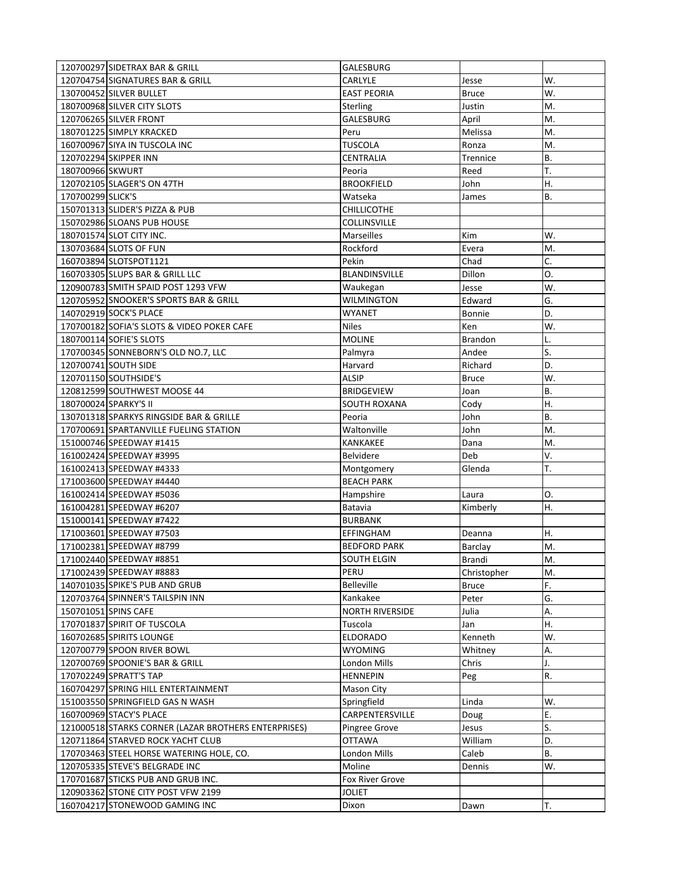| | | | | |
|---|---|---|---|---|
| 120700297 | SIDETRAX BAR & GRILL | GALESBURG | | |
| 120704754 | SIGNATURES BAR & GRILL | CARLYLE | Jesse | W. |
| 130700452 | SILVER BULLET | EAST PEORIA | Bruce | W. |
| 180700968 | SILVER CITY SLOTS | Sterling | Justin | M. |
| 120706265 | SILVER FRONT | GALESBURG | April | M. |
| 180701225 | SIMPLY KRACKED | Peru | Melissa | M. |
| 160700967 | SIYA IN TUSCOLA INC | TUSCOLA | Ronza | M. |
| 120702294 | SKIPPER INN | CENTRALIA | Trennice | B. |
| 180700966 | SKWURT | Peoria | Reed | T. |
| 120702105 | SLAGER'S ON 47TH | BROOKFIELD | John | H. |
| 170700299 | SLICK'S | Watseka | James | B. |
| 150701313 | SLIDER'S PIZZA & PUB | CHILLICOTHE | | |
| 150702986 | SLOANS PUB HOUSE | COLLINSVILLE | | |
| 180701574 | SLOT CITY INC. | Marseilles | Kim | W. |
| 130703684 | SLOTS OF FUN | Rockford | Evera | M. |
| 160703894 | SLOTSPOT1121 | Pekin | Chad | C. |
| 160703305 | SLUPS BAR & GRILL LLC | BLANDINSVILLE | Dillon | O. |
| 120900783 | SMITH SPAID POST 1293 VFW | Waukegan | Jesse | W. |
| 120705952 | SNOOKER'S SPORTS BAR & GRILL | WILMINGTON | Edward | G. |
| 140702919 | SOCK'S PLACE | WYANET | Bonnie | D. |
| 170700182 | SOFIA'S SLOTS & VIDEO POKER CAFE | Niles | Ken | W. |
| 180700114 | SOFIE'S SLOTS | MOLINE | Brandon | L. |
| 170700345 | SONNEBORN'S OLD NO.7, LLC | Palmyra | Andee | S. |
| 120700741 | SOUTH SIDE | Harvard | Richard | D. |
| 120701150 | SOUTHSIDE'S | ALSIP | Bruce | W. |
| 120812599 | SOUTHWEST MOOSE 44 | BRIDGEVIEW | Joan | B. |
| 180700024 | SPARKY'S II | SOUTH ROXANA | Cody | H. |
| 130701318 | SPARKYS RINGSIDE BAR & GRILLE | Peoria | John | B. |
| 170700691 | SPARTANVILLE FUELING STATION | Waltonville | John | M. |
| 151000746 | SPEEDWAY #1415 | KANKAKEE | Dana | M. |
| 161002424 | SPEEDWAY #3995 | Belvidere | Deb | V. |
| 161002413 | SPEEDWAY #4333 | Montgomery | Glenda | T. |
| 171003600 | SPEEDWAY #4440 | BEACH PARK | | |
| 161002414 | SPEEDWAY #5036 | Hampshire | Laura | O. |
| 161004281 | SPEEDWAY #6207 | Batavia | Kimberly | H. |
| 151000141 | SPEEDWAY #7422 | BURBANK | | |
| 171003601 | SPEEDWAY #7503 | EFFINGHAM | Deanna | H. |
| 171002381 | SPEEDWAY #8799 | BEDFORD PARK | Barclay | M. |
| 171002440 | SPEEDWAY #8851 | SOUTH ELGIN | Brandi | M. |
| 171002439 | SPEEDWAY #8883 | PERU | Christopher | M. |
| 140701035 | SPIKE'S PUB AND GRUB | Belleville | Bruce | F. |
| 120703764 | SPINNER'S TAILSPIN INN | Kankakee | Peter | G. |
| 150701051 | SPINS CAFE | NORTH RIVERSIDE | Julia | A. |
| 170701837 | SPIRIT OF TUSCOLA | Tuscola | Jan | H. |
| 160702685 | SPIRITS LOUNGE | ELDORADO | Kenneth | W. |
| 120700779 | SPOON RIVER BOWL | WYOMING | Whitney | A. |
| 120700769 | SPOONIE'S BAR & GRILL | London Mills | Chris | J. |
| 170702249 | SPRATT'S TAP | HENNEPIN | Peg | R. |
| 160704297 | SPRING HILL ENTERTAINMENT | Mason City | | |
| 151003550 | SPRINGFIELD GAS N WASH | Springfield | Linda | W. |
| 160700969 | STACY'S PLACE | CARPENTERSVILLE | Doug | E. |
| 121000518 | STARKS CORNER (LAZAR BROTHERS ENTERPRISES) | Pingree Grove | Jesus | S. |
| 120711864 | STARVED ROCK YACHT CLUB | OTTAWA | William | D. |
| 170703463 | STEEL HORSE WATERING HOLE, CO. | London Mills | Caleb | B. |
| 120705335 | STEVE'S BELGRADE INC | Moline | Dennis | W. |
| 170701687 | STICKS PUB AND GRUB INC. | Fox River Grove | | |
| 120903362 | STONE CITY POST VFW 2199 | JOLIET | | |
| 160704217 | STONEWOOD GAMING INC | Dixon | Dawn | T. |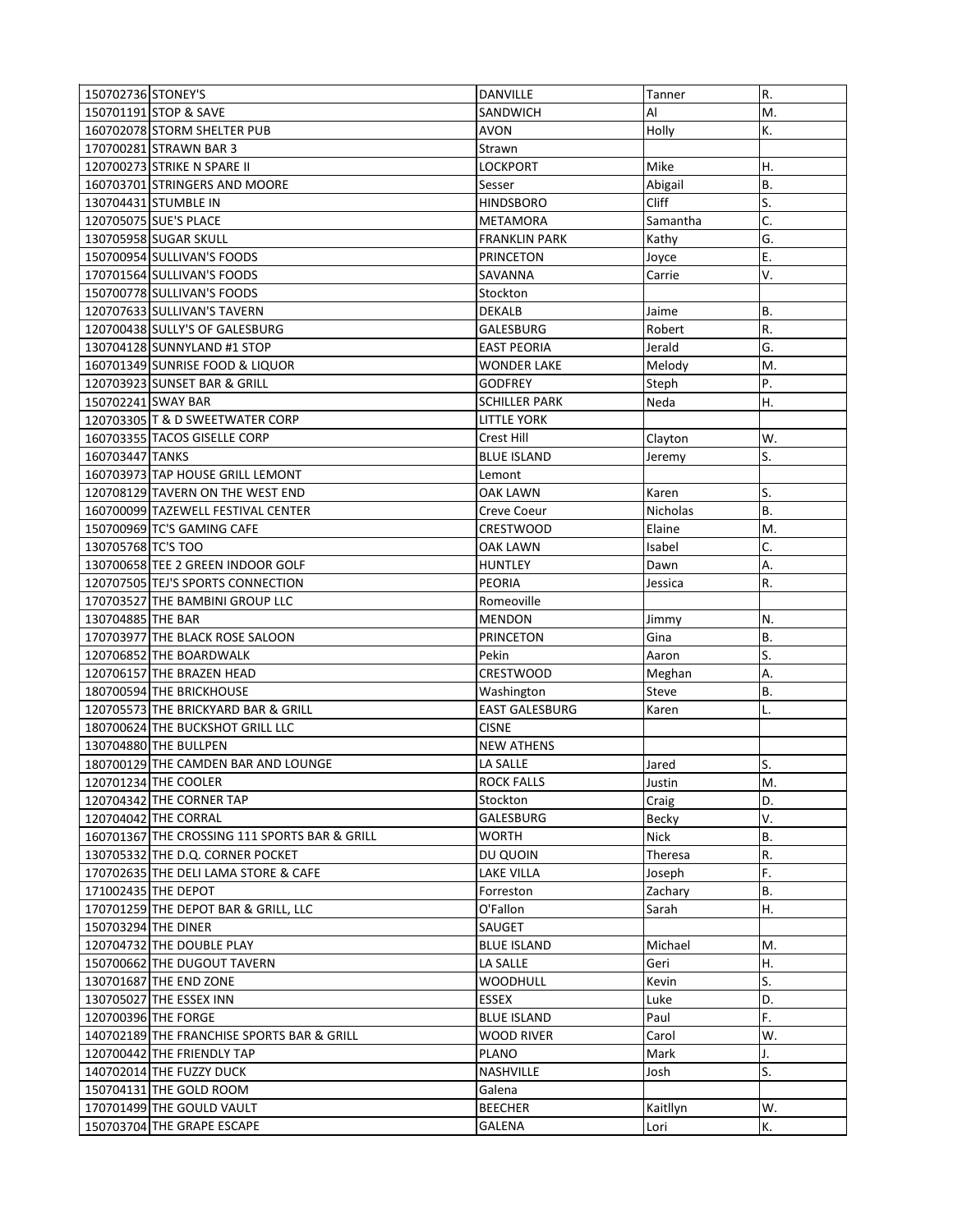| | | | | |
|---|---|---|---|---|
| 150702736 | STONEY'S | DANVILLE | Tanner | R. |
| 150701191 | STOP & SAVE | SANDWICH | Al | M. |
| 160702078 | STORM SHELTER PUB | AVON | Holly | K. |
| 170700281 | STRAWN BAR 3 | Strawn | | |
| 120700273 | STRIKE N SPARE II | LOCKPORT | Mike | H. |
| 160703701 | STRINGERS AND MOORE | Sesser | Abigail | B. |
| 130704431 | STUMBLE IN | HINDSBORO | Cliff | S. |
| 120705075 | SUE'S PLACE | METAMORA | Samantha | C. |
| 130705958 | SUGAR SKULL | FRANKLIN PARK | Kathy | G. |
| 150700954 | SULLIVAN'S FOODS | PRINCETON | Joyce | E. |
| 170701564 | SULLIVAN'S FOODS | SAVANNA | Carrie | V. |
| 150700778 | SULLIVAN'S FOODS | Stockton | | |
| 120707633 | SULLIVAN'S TAVERN | DEKALB | Jaime | B. |
| 120700438 | SULLY'S OF GALESBURG | GALESBURG | Robert | R. |
| 130704128 | SUNNYLAND #1 STOP | EAST PEORIA | Jerald | G. |
| 160701349 | SUNRISE FOOD & LIQUOR | WONDER LAKE | Melody | M. |
| 120703923 | SUNSET BAR & GRILL | GODFREY | Steph | P. |
| 150702241 | SWAY BAR | SCHILLER PARK | Neda | H. |
| 120703305 | T & D SWEETWATER CORP | LITTLE YORK | | |
| 160703355 | TACOS GISELLE CORP | Crest Hill | Clayton | W. |
| 160703447 | TANKS | BLUE ISLAND | Jeremy | S. |
| 160703973 | TAP HOUSE GRILL LEMONT | Lemont | | |
| 120708129 | TAVERN ON THE WEST END | OAK LAWN | Karen | S. |
| 160700099 | TAZEWELL FESTIVAL CENTER | Creve Coeur | Nicholas | B. |
| 150700969 | TC'S GAMING CAFE | CRESTWOOD | Elaine | M. |
| 130705768 | TC'S TOO | OAK LAWN | Isabel | C. |
| 130700658 | TEE 2 GREEN INDOOR GOLF | HUNTLEY | Dawn | A. |
| 120707505 | TEJ'S SPORTS CONNECTION | PEORIA | Jessica | R. |
| 170703527 | THE BAMBINI GROUP LLC | Romeoville | | |
| 130704885 | THE BAR | MENDON | Jimmy | N. |
| 170703977 | THE BLACK ROSE SALOON | PRINCETON | Gina | B. |
| 120706852 | THE BOARDWALK | Pekin | Aaron | S. |
| 120706157 | THE BRAZEN HEAD | CRESTWOOD | Meghan | A. |
| 180700594 | THE BRICKHOUSE | Washington | Steve | B. |
| 120705573 | THE BRICKYARD BAR & GRILL | EAST GALESBURG | Karen | L. |
| 180700624 | THE BUCKSHOT GRILL LLC | CISNE | | |
| 130704880 | THE BULLPEN | NEW ATHENS | | |
| 180700129 | THE CAMDEN BAR AND LOUNGE | LA SALLE | Jared | S. |
| 120701234 | THE COOLER | ROCK FALLS | Justin | M. |
| 120704342 | THE CORNER TAP | Stockton | Craig | D. |
| 120704042 | THE CORRAL | GALESBURG | Becky | V. |
| 160701367 | THE CROSSING 111 SPORTS BAR & GRILL | WORTH | Nick | B. |
| 130705332 | THE D.Q. CORNER POCKET | DU QUOIN | Theresa | R. |
| 170702635 | THE DELI LAMA STORE & CAFE | LAKE VILLA | Joseph | F. |
| 171002435 | THE DEPOT | Forreston | Zachary | B. |
| 170701259 | THE DEPOT BAR & GRILL, LLC | O'Fallon | Sarah | H. |
| 150703294 | THE DINER | SAUGET | | |
| 120704732 | THE DOUBLE PLAY | BLUE ISLAND | Michael | M. |
| 150700662 | THE DUGOUT TAVERN | LA SALLE | Geri | H. |
| 130701687 | THE END ZONE | WOODHULL | Kevin | S. |
| 130705027 | THE ESSEX INN | ESSEX | Luke | D. |
| 120700396 | THE FORGE | BLUE ISLAND | Paul | F. |
| 140702189 | THE FRANCHISE SPORTS BAR & GRILL | WOOD RIVER | Carol | W. |
| 120700442 | THE FRIENDLY TAP | PLANO | Mark | J. |
| 140702014 | THE FUZZY DUCK | NASHVILLE | Josh | S. |
| 150704131 | THE GOLD ROOM | Galena | | |
| 170701499 | THE GOULD VAULT | BEECHER | Kaitllyn | W. |
| 150703704 | THE GRAPE ESCAPE | GALENA | Lori | K. |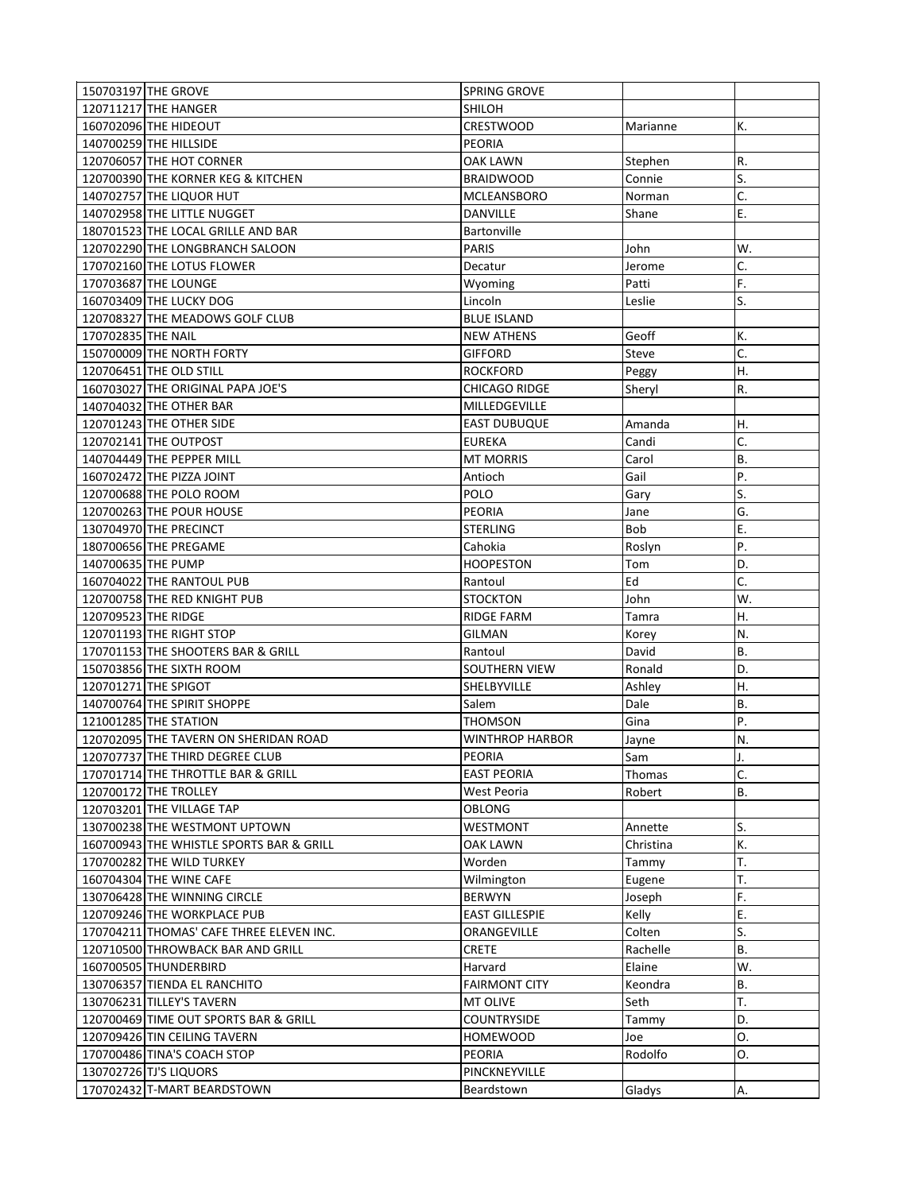| | | | | |
|---|---|---|---|---|
| 150703197 | THE GROVE | SPRING GROVE | | |
| 120711217 | THE HANGER | SHILOH | | |
| 160702096 | THE HIDEOUT | CRESTWOOD | Marianne | K. |
| 140700259 | THE HILLSIDE | PEORIA | | |
| 120706057 | THE HOT CORNER | OAK LAWN | Stephen | R. |
| 120700390 | THE KORNER KEG & KITCHEN | BRAIDWOOD | Connie | S. |
| 140702757 | THE LIQUOR HUT | MCLEANSBORO | Norman | C. |
| 140702958 | THE LITTLE NUGGET | DANVILLE | Shane | E. |
| 180701523 | THE LOCAL GRILLE AND BAR | Bartonville | | |
| 120702290 | THE LONGBRANCH SALOON | PARIS | John | W. |
| 170702160 | THE LOTUS FLOWER | Decatur | Jerome | C. |
| 170703687 | THE LOUNGE | Wyoming | Patti | F. |
| 160703409 | THE LUCKY DOG | Lincoln | Leslie | S. |
| 120708327 | THE MEADOWS GOLF CLUB | BLUE ISLAND | | |
| 170702835 | THE NAIL | NEW ATHENS | Geoff | K. |
| 150700009 | THE NORTH FORTY | GIFFORD | Steve | C. |
| 120706451 | THE OLD STILL | ROCKFORD | Peggy | H. |
| 160703027 | THE ORIGINAL PAPA JOE'S | CHICAGO RIDGE | Sheryl | R. |
| 140704032 | THE OTHER BAR | MILLEDGEVILLE | | |
| 120701243 | THE OTHER SIDE | EAST DUBUQUE | Amanda | H. |
| 120702141 | THE OUTPOST | EUREKA | Candi | C. |
| 140704449 | THE PEPPER MILL | MT MORRIS | Carol | B. |
| 160702472 | THE PIZZA JOINT | Antioch | Gail | P. |
| 120700688 | THE POLO ROOM | POLO | Gary | S. |
| 120700263 | THE POUR HOUSE | PEORIA | Jane | G. |
| 130704970 | THE PRECINCT | STERLING | Bob | E. |
| 180700656 | THE PREGAME | Cahokia | Roslyn | P. |
| 140700635 | THE PUMP | HOOPESTON | Tom | D. |
| 160704022 | THE RANTOUL PUB | Rantoul | Ed | C. |
| 120700758 | THE RED KNIGHT PUB | STOCKTON | John | W. |
| 120709523 | THE RIDGE | RIDGE FARM | Tamra | H. |
| 120701193 | THE RIGHT STOP | GILMAN | Korey | N. |
| 170701153 | THE SHOOTERS BAR & GRILL | Rantoul | David | B. |
| 150703856 | THE SIXTH ROOM | SOUTHERN VIEW | Ronald | D. |
| 120701271 | THE SPIGOT | SHELBYVILLE | Ashley | H. |
| 140700764 | THE SPIRIT SHOPPE | Salem | Dale | B. |
| 121001285 | THE STATION | THOMSON | Gina | P. |
| 120702095 | THE TAVERN ON SHERIDAN ROAD | WINTHROP HARBOR | Jayne | N. |
| 120707737 | THE THIRD DEGREE CLUB | PEORIA | Sam | J. |
| 170701714 | THE THROTTLE BAR & GRILL | EAST PEORIA | Thomas | C. |
| 120700172 | THE TROLLEY | West Peoria | Robert | B. |
| 120703201 | THE VILLAGE TAP | OBLONG | | |
| 130700238 | THE WESTMONT UPTOWN | WESTMONT | Annette | S. |
| 160700943 | THE WHISTLE SPORTS BAR & GRILL | OAK LAWN | Christina | K. |
| 170700282 | THE WILD TURKEY | Worden | Tammy | T. |
| 160704304 | THE WINE CAFE | Wilmington | Eugene | T. |
| 130706428 | THE WINNING CIRCLE | BERWYN | Joseph | F. |
| 120709246 | THE WORKPLACE PUB | EAST GILLESPIE | Kelly | E. |
| 170704211 | THOMAS' CAFE THREE ELEVEN INC. | ORANGEVILLE | Colten | S. |
| 120710500 | THROWBACK BAR AND GRILL | CRETE | Rachelle | B. |
| 160700505 | THUNDERBIRD | Harvard | Elaine | W. |
| 130706357 | TIENDA EL RANCHITO | FAIRMONT CITY | Keondra | B. |
| 130706231 | TILLEY'S TAVERN | MT OLIVE | Seth | T. |
| 120700469 | TIME OUT SPORTS BAR & GRILL | COUNTRYSIDE | Tammy | D. |
| 120709426 | TIN CEILING TAVERN | HOMEWOOD | Joe | O. |
| 170700486 | TINA'S COACH STOP | PEORIA | Rodolfo | O. |
| 130702726 | TJ'S LIQUORS | PINCKNEYVILLE | | |
| 170702432 | T-MART BEARDSTOWN | Beardstown | Gladys | A. |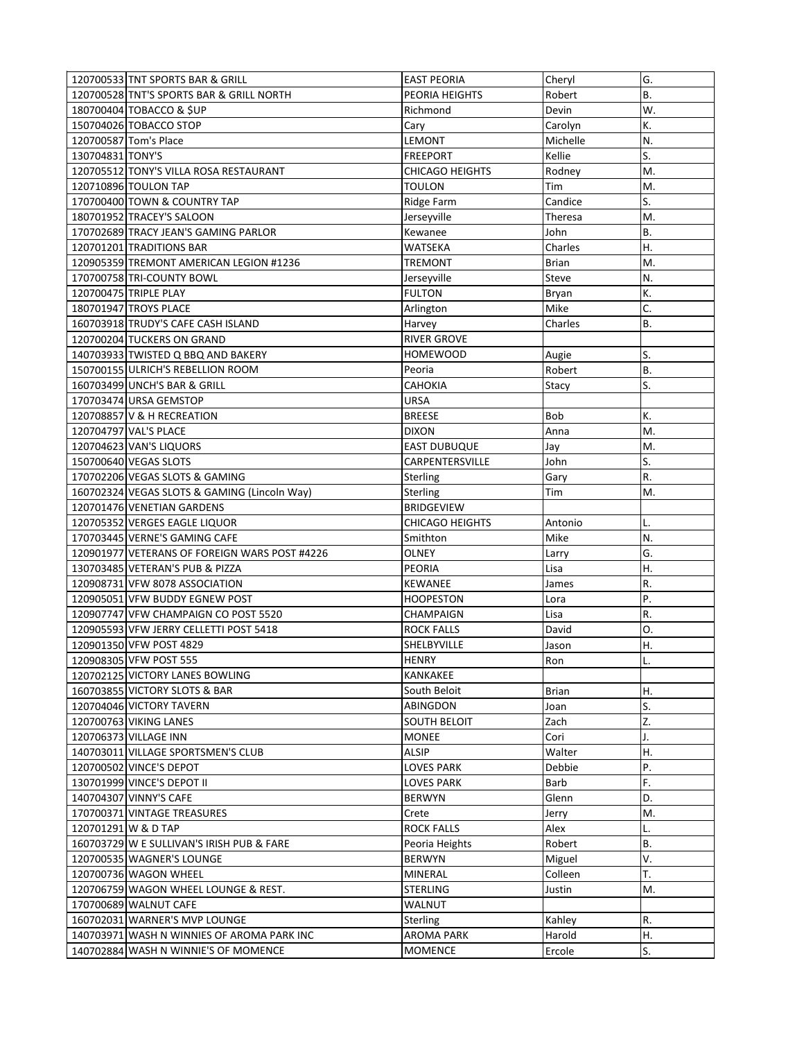| | | | | |
|---|---|---|---|---|
| 120700533 | TNT SPORTS BAR & GRILL | EAST PEORIA | Cheryl | G. |
| 120700528 | TNT'S SPORTS BAR & GRILL NORTH | PEORIA HEIGHTS | Robert | B. |
| 180700404 | TOBACCO & $UP | Richmond | Devin | W. |
| 150704026 | TOBACCO STOP | Cary | Carolyn | K. |
| 120700587 | Tom's Place | LEMONT | Michelle | N. |
| 130704831 | TONY'S | FREEPORT | Kellie | S. |
| 120705512 | TONY'S VILLA ROSA RESTAURANT | CHICAGO HEIGHTS | Rodney | M. |
| 120710896 | TOULON TAP | TOULON | Tim | M. |
| 170700400 | TOWN & COUNTRY TAP | Ridge Farm | Candice | S. |
| 180701952 | TRACEY'S SALOON | Jerseyville | Theresa | M. |
| 170702689 | TRACY JEAN'S GAMING PARLOR | Kewanee | John | B. |
| 120701201 | TRADITIONS BAR | WATSEKA | Charles | H. |
| 120905359 | TREMONT AMERICAN LEGION #1236 | TREMONT | Brian | M. |
| 170700758 | TRI-COUNTY BOWL | Jerseyville | Steve | N. |
| 120700475 | TRIPLE PLAY | FULTON | Bryan | K. |
| 180701947 | TROYS PLACE | Arlington | Mike | C. |
| 160703918 | TRUDY'S CAFE CASH ISLAND | Harvey | Charles | B. |
| 120700204 | TUCKERS ON GRAND | RIVER GROVE | | |
| 140703933 | TWISTED Q BBQ AND BAKERY | HOMEWOOD | Augie | S. |
| 150700155 | ULRICH'S REBELLION ROOM | Peoria | Robert | B. |
| 160703499 | UNCH'S BAR & GRILL | CAHOKIA | Stacy | S. |
| 170703474 | URSA GEMSTOP | URSA | | |
| 120708857 | V & H RECREATION | BREESE | Bob | K. |
| 120704797 | VAL'S PLACE | DIXON | Anna | M. |
| 120704623 | VAN'S LIQUORS | EAST DUBUQUE | Jay | M. |
| 150700640 | VEGAS SLOTS | CARPENTERSVILLE | John | S. |
| 170702206 | VEGAS SLOTS & GAMING | Sterling | Gary | R. |
| 160702324 | VEGAS SLOTS & GAMING (Lincoln Way) | Sterling | Tim | M. |
| 120701476 | VENETIAN GARDENS | BRIDGEVIEW | | |
| 120705352 | VERGES EAGLE LIQUOR | CHICAGO HEIGHTS | Antonio | L. |
| 170703445 | VERNE'S GAMING CAFE | Smithton | Mike | N. |
| 120901977 | VETERANS OF FOREIGN WARS POST #4226 | OLNEY | Larry | G. |
| 130703485 | VETERAN'S PUB & PIZZA | PEORIA | Lisa | H. |
| 120908731 | VFW 8078 ASSOCIATION | KEWANEE | James | R. |
| 120905051 | VFW BUDDY EGNEW POST | HOOPESTON | Lora | P. |
| 120907747 | VFW CHAMPAIGN CO POST 5520 | CHAMPAIGN | Lisa | R. |
| 120905593 | VFW JERRY CELLETTI POST 5418 | ROCK FALLS | David | O. |
| 120901350 | VFW POST 4829 | SHELBYVILLE | Jason | H. |
| 120908305 | VFW POST 555 | HENRY | Ron | L. |
| 120702125 | VICTORY LANES BOWLING | KANKAKEE | | |
| 160703855 | VICTORY SLOTS & BAR | South Beloit | Brian | H. |
| 120704046 | VICTORY TAVERN | ABINGDON | Joan | S. |
| 120700763 | VIKING LANES | SOUTH BELOIT | Zach | Z. |
| 120706373 | VILLAGE INN | MONEE | Cori | J. |
| 140703011 | VILLAGE SPORTSMEN'S CLUB | ALSIP | Walter | H. |
| 120700502 | VINCE'S DEPOT | LOVES PARK | Debbie | P. |
| 130701999 | VINCE'S DEPOT II | LOVES PARK | Barb | F. |
| 140704307 | VINNY'S CAFE | BERWYN | Glenn | D. |
| 170700371 | VINTAGE TREASURES | Crete | Jerry | M. |
| 120701291 | W & D TAP | ROCK FALLS | Alex | L. |
| 160703729 | W E SULLIVAN'S IRISH PUB & FARE | Peoria Heights | Robert | B. |
| 120700535 | WAGNER'S LOUNGE | BERWYN | Miguel | V. |
| 120700736 | WAGON WHEEL | MINERAL | Colleen | T. |
| 120706759 | WAGON WHEEL LOUNGE & REST. | STERLING | Justin | M. |
| 170700689 | WALNUT CAFE | WALNUT | | |
| 160702031 | WARNER'S MVP LOUNGE | Sterling | Kahley | R. |
| 140703971 | WASH N WINNIES OF AROMA PARK INC | AROMA PARK | Harold | H. |
| 140702884 | WASH N WINNIE'S OF MOMENCE | MOMENCE | Ercole | S. |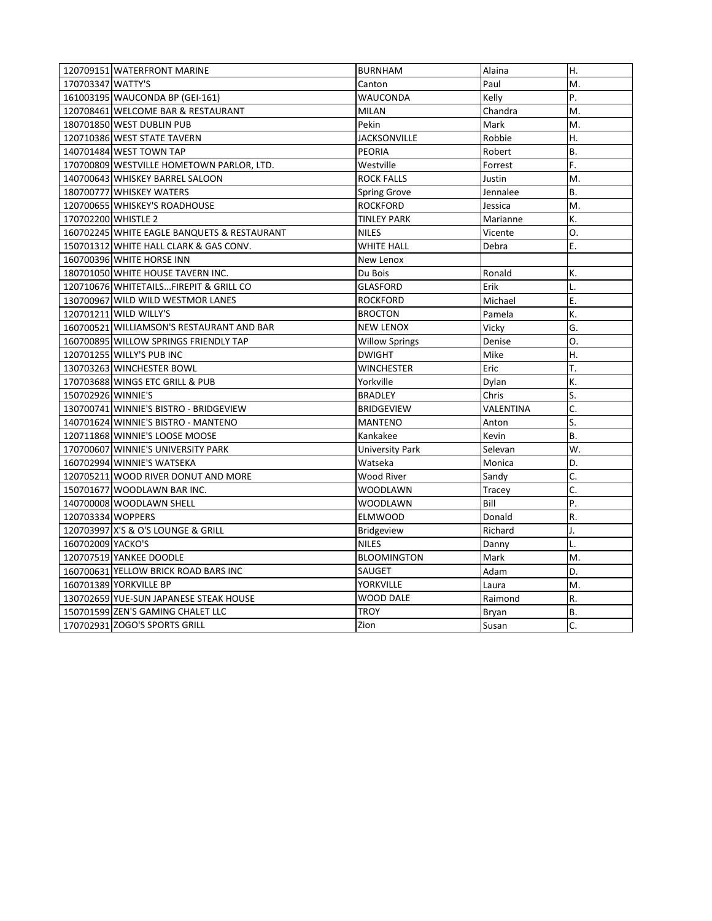| | | | | |
|---|---|---|---|---|
| 120709151 | WATERFRONT MARINE | BURNHAM | Alaina | H. |
| 170703347 | WATTY'S | Canton | Paul | M. |
| 161003195 | WAUCONDA BP (GEI-161) | WAUCONDA | Kelly | P. |
| 120708461 | WELCOME BAR & RESTAURANT | MILAN | Chandra | M. |
| 180701850 | WEST DUBLIN PUB | Pekin | Mark | M. |
| 120710386 | WEST STATE TAVERN | JACKSONVILLE | Robbie | H. |
| 140701484 | WEST TOWN TAP | PEORIA | Robert | B. |
| 170700809 | WESTVILLE HOMETOWN PARLOR, LTD. | Westville | Forrest | F. |
| 140700643 | WHISKEY BARREL SALOON | ROCK FALLS | Justin | M. |
| 180700777 | WHISKEY WATERS | Spring Grove | Jennalee | B. |
| 120700655 | WHISKEY'S ROADHOUSE | ROCKFORD | Jessica | M. |
| 170702200 | WHISTLE 2 | TINLEY PARK | Marianne | K. |
| 160702245 | WHITE EAGLE BANQUETS & RESTAURANT | NILES | Vicente | O. |
| 150701312 | WHITE HALL CLARK & GAS CONV. | WHITE HALL | Debra | E. |
| 160700396 | WHITE HORSE INN | New Lenox | | |
| 180701050 | WHITE HOUSE TAVERN INC. | Du Bois | Ronald | K. |
| 120710676 | WHITETAILS...FIREPIT & GRILL CO | GLASFORD | Erik | L. |
| 130700967 | WILD WILD WESTMOR LANES | ROCKFORD | Michael | E. |
| 120701211 | WILD WILLY'S | BROCTON | Pamela | K. |
| 160700521 | WILLIAMSON'S RESTAURANT AND BAR | NEW LENOX | Vicky | G. |
| 160700895 | WILLOW SPRINGS FRIENDLY TAP | Willow Springs | Denise | O. |
| 120701255 | WILLY'S PUB INC | DWIGHT | Mike | H. |
| 130703263 | WINCHESTER BOWL | WINCHESTER | Eric | T. |
| 170703688 | WINGS ETC GRILL & PUB | Yorkville | Dylan | K. |
| 150702926 | WINNIE'S | BRADLEY | Chris | S. |
| 130700741 | WINNIE'S BISTRO - BRIDGEVIEW | BRIDGEVIEW | VALENTINA | C. |
| 140701624 | WINNIE'S BISTRO - MANTENO | MANTENO | Anton | S. |
| 120711868 | WINNIE'S LOOSE MOOSE | Kankakee | Kevin | B. |
| 170700607 | WINNIE'S UNIVERSITY PARK | University Park | Selevan | W. |
| 160702994 | WINNIE'S WATSEKA | Watseka | Monica | D. |
| 120705211 | WOOD RIVER DONUT AND MORE | Wood River | Sandy | C. |
| 150701677 | WOODLAWN BAR INC. | WOODLAWN | Tracey | C. |
| 140700008 | WOODLAWN SHELL | WOODLAWN | Bill | P. |
| 120703334 | WOPPERS | ELMWOOD | Donald | R. |
| 120703997 | X'S & O'S LOUNGE & GRILL | Bridgeview | Richard | J. |
| 160702009 | YACKO'S | NILES | Danny | L. |
| 120707519 | YANKEE DOODLE | BLOOMINGTON | Mark | M. |
| 160700631 | YELLOW BRICK ROAD BARS INC | SAUGET | Adam | D. |
| 160701389 | YORKVILLE BP | YORKVILLE | Laura | M. |
| 130702659 | YUE-SUN JAPANESE STEAK HOUSE | WOOD DALE | Raimond | R. |
| 150701599 | ZEN'S GAMING CHALET LLC | TROY | Bryan | B. |
| 170702931 | ZOGO'S SPORTS GRILL | Zion | Susan | C. |